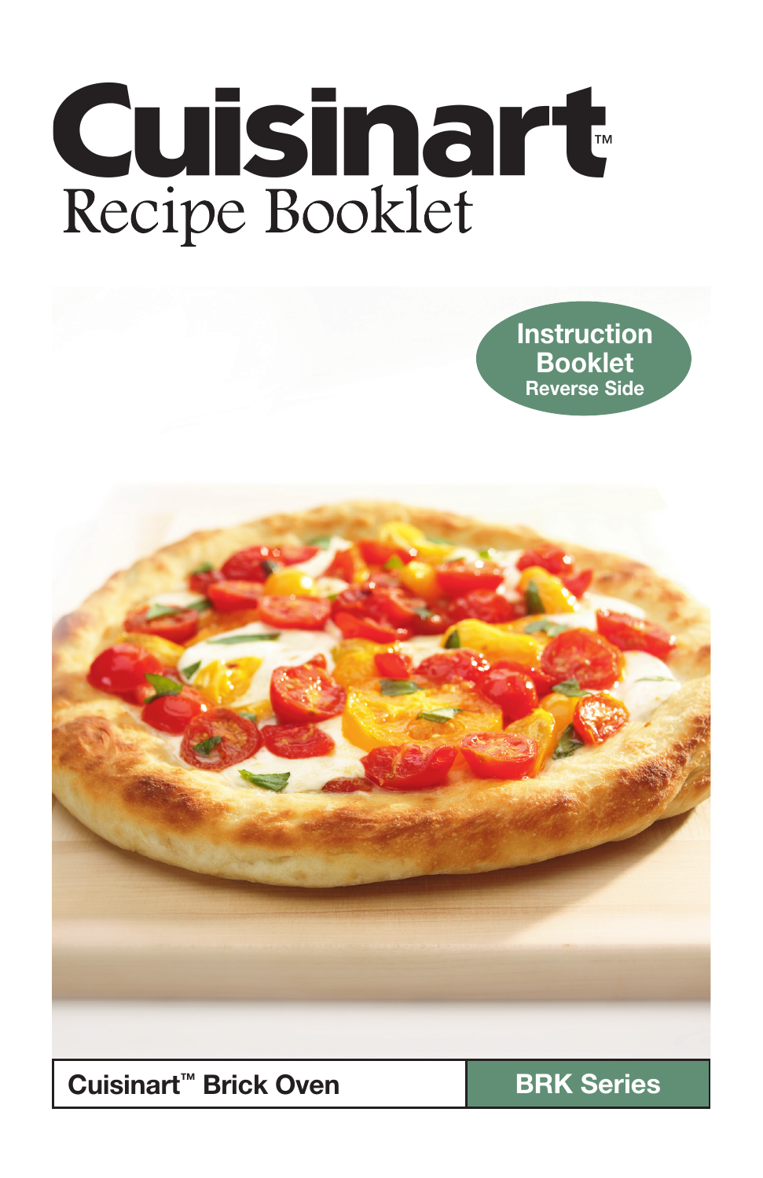# Cuisinart™

## Recipe Booklet

**Instruction Booklet**
**Reverse Side**

**Cuisinart™ Brick Oven** | **BRK Series**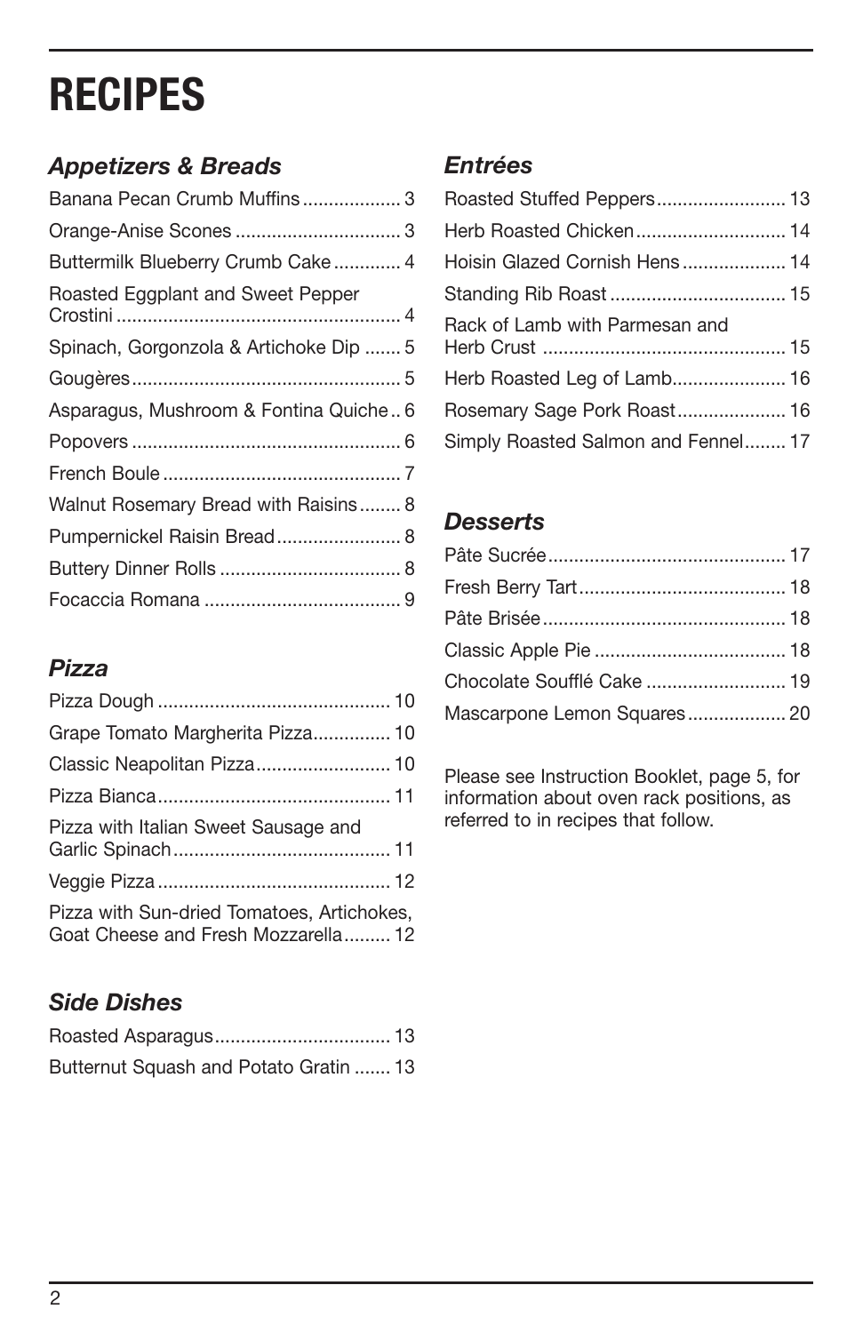# RECIPES

## *Appetizers & Breads*

- Banana Pecan Crumb Muffins ... 3
- Orange-Anise Scones ... 3
- Buttermilk Blueberry Crumb Cake ... 4
- Roasted Eggplant and Sweet Pepper Crostini ... 4
- Spinach, Gorgonzola & Artichoke Dip ... 5
- Gougères ... 5
- Asparagus, Mushroom & Fontina Quiche ... 6
- Popovers ... 6
- French Boule ... 7
- Walnut Rosemary Bread with Raisins ... 8
- Pumpernickel Raisin Bread ... 8
- Buttery Dinner Rolls ... 8
- Focaccia Romana ... 9

## *Pizza*

- Pizza Dough ... 10
- Grape Tomato Margherita Pizza ... 10
- Classic Neapolitan Pizza ... 10
- Pizza Bianca ... 11
- Pizza with Italian Sweet Sausage and Garlic Spinach ... 11
- Veggie Pizza ... 12
- Pizza with Sun-dried Tomatoes, Artichokes, Goat Cheese and Fresh Mozzarella ... 12

## *Side Dishes*

- Roasted Asparagus ... 13
- Butternut Squash and Potato Gratin ... 13

## *Entrées*

- Roasted Stuffed Peppers ... 13
- Herb Roasted Chicken ... 14
- Hoisin Glazed Cornish Hens ... 14
- Standing Rib Roast ... 15
- Rack of Lamb with Parmesan and Herb Crust ... 15
- Herb Roasted Leg of Lamb ... 16
- Rosemary Sage Pork Roast ... 16
- Simply Roasted Salmon and Fennel ... 17

## *Desserts*

- Pâte Sucrée ... 17
- Fresh Berry Tart ... 18
- Pâte Brisée ... 18
- Classic Apple Pie ... 18
- Chocolate Soufflé Cake ... 19
- Mascarpone Lemon Squares ... 20

Please see Instruction Booklet, page 5, for information about oven rack positions, as referred to in recipes that follow.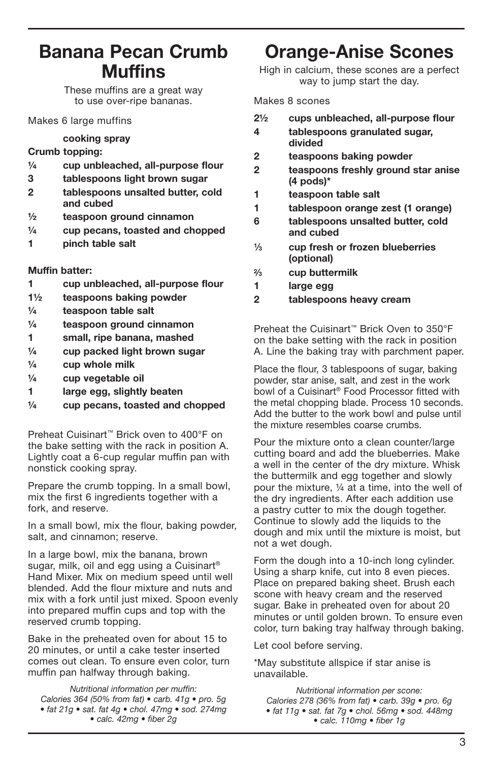# Banana Pecan Crumb Muffins

These muffins are a great way to use over-ripe bananas.

Makes 6 large muffins

**cooking spray**

**Crumb topping:**

- **¼ cup unbleached, all-purpose flour**
- **3 tablespoons light brown sugar**
- **2 tablespoons unsalted butter, cold and cubed**
- **½ teaspoon ground cinnamon**
- **¼ cup pecans, toasted and chopped**
- **1 pinch table salt**

**Muffin batter:**

- **1 cup unbleached, all-purpose flour**
- **1½ teaspoons baking powder**
- **¼ teaspoon table salt**
- **¼ teaspoon ground cinnamon**
- **1 small, ripe banana, mashed**
- **¼ cup packed light brown sugar**
- **¼ cup whole milk**
- **¼ cup vegetable oil**
- **1 large egg, slightly beaten**
- **¼ cup pecans, toasted and chopped**

Preheat Cuisinart™ Brick oven to 400°F on the bake setting with the rack in position A. Lightly coat a 6-cup regular muffin pan with nonstick cooking spray.

Prepare the crumb topping. In a small bowl, mix the first 6 ingredients together with a fork, and reserve.

In a small bowl, mix the flour, baking powder, salt, and cinnamon; reserve.

In a large bowl, mix the banana, brown sugar, milk, oil and egg using a Cuisinart® Hand Mixer. Mix on medium speed until well blended. Add the flour mixture and nuts and mix with a fork until just mixed. Spoon evenly into prepared muffin cups and top with the reserved crumb topping.

Bake in the preheated oven for about 15 to 20 minutes, or until a cake tester inserted comes out clean. To ensure even color, turn muffin pan halfway through baking.

*Nutritional information per muffin:*
*Calories 364 (50% from fat) • carb. 41g • pro. 5g • fat 21g • sat. fat 4g • chol. 47mg • sod. 274mg • calc. 42mg • fiber 2g*

# Orange-Anise Scones

High in calcium, these scones are a perfect way to jump start the day.

Makes 8 scones

- **2½ cups unbleached, all-purpose flour**
- **4 tablespoons granulated sugar, divided**
- **2 teaspoons baking powder**
- **2 teaspoons freshly ground star anise (4 pods)***
- **1 teaspoon table salt**
- **1 tablespoon orange zest (1 orange)**
- **6 tablespoons unsalted butter, cold and cubed**
- **⅓ cup fresh or frozen blueberries (optional)**
- **⅔ cup buttermilk**
- **1 large egg**
- **2 tablespoons heavy cream**

Preheat the Cuisinart™ Brick Oven to 350°F on the bake setting with the rack in position A. Line the baking tray with parchment paper.

Place the flour, 3 tablespoons of sugar, baking powder, star anise, salt, and zest in the work bowl of a Cuisinart® Food Processor fitted with the metal chopping blade. Process 10 seconds. Add the butter to the work bowl and pulse until the mixture resembles coarse crumbs.

Pour the mixture onto a clean counter/large cutting board and add the blueberries. Make a well in the center of the dry mixture. Whisk the buttermilk and egg together and slowly pour the mixture, ¼ at a time, into the well of the dry ingredients. After each addition use a pastry cutter to mix the dough together. Continue to slowly add the liquids to the dough and mix until the mixture is moist, but not a wet dough.

Form the dough into a 10-inch long cylinder. Using a sharp knife, cut into 8 even pieces. Place on prepared baking sheet. Brush each scone with heavy cream and the reserved sugar. Bake in preheated oven for about 20 minutes or until golden brown. To ensure even color, turn baking tray halfway through baking.

Let cool before serving.

*May substitute allspice if star anise is unavailable.

*Nutritional information per scone:*
*Calories 278 (36% from fat) • carb. 39g • pro. 6g • fat 11g • sat. fat 7g • chol. 56mg • sod. 448mg • calc. 110mg • fiber 1g*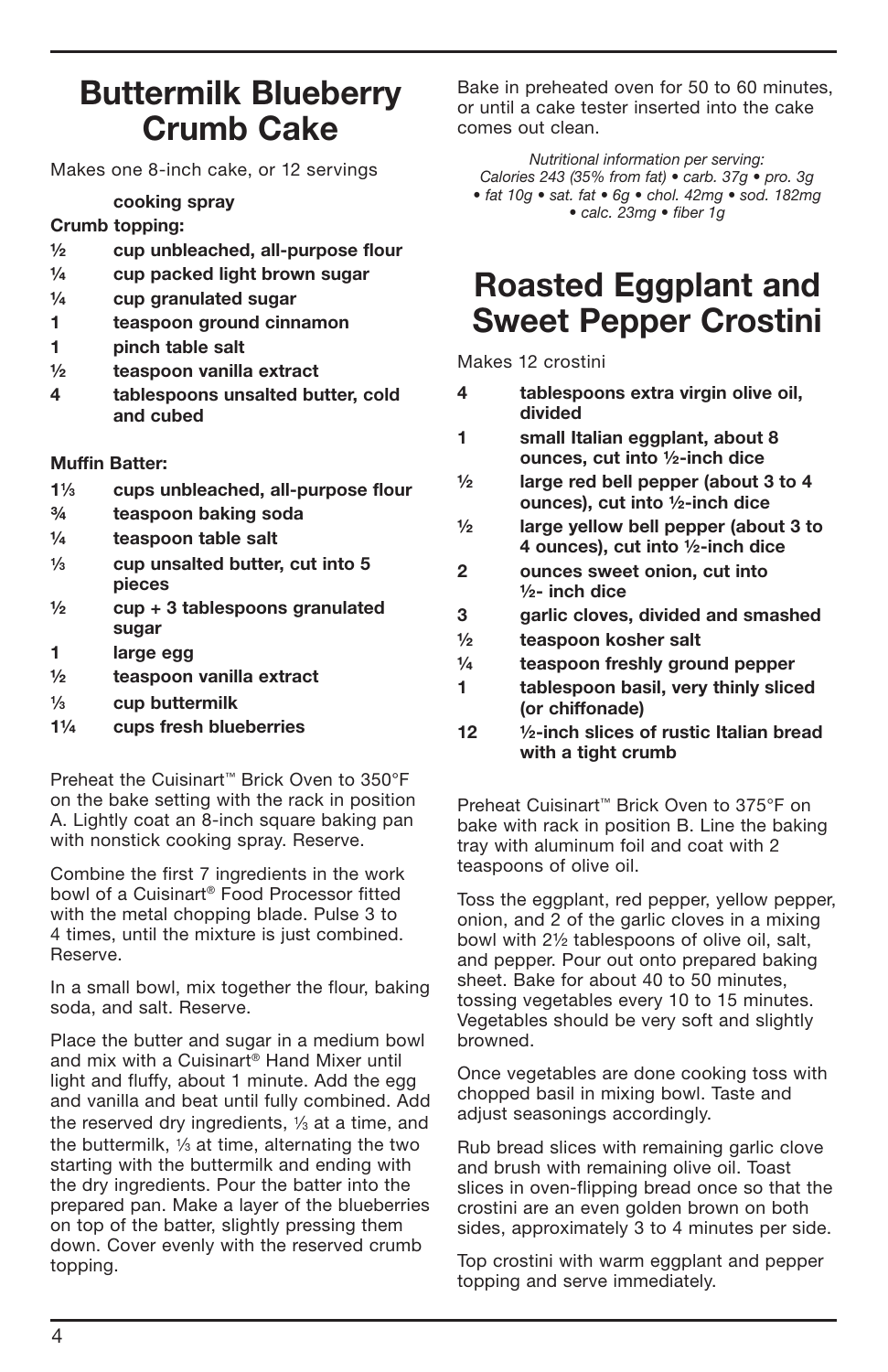# Buttermilk Blueberry Crumb Cake

Makes one 8-inch cake, or 12 servings

**cooking spray**

**Crumb topping:**

- **½ cup unbleached, all-purpose flour**
- **¼ cup packed light brown sugar**
- **¼ cup granulated sugar**
- **1 teaspoon ground cinnamon**
- **1 pinch table salt**
- **½ teaspoon vanilla extract**
- **4 tablespoons unsalted butter, cold and cubed**

**Muffin Batter:**

- **1⅓ cups unbleached, all-purpose flour**
- **¾ teaspoon baking soda**
- **¼ teaspoon table salt**
- **⅓ cup unsalted butter, cut into 5 pieces**
- **½ cup + 3 tablespoons granulated sugar**
- **1 large egg**
- **½ teaspoon vanilla extract**
- **⅓ cup buttermilk**
- **1¼ cups fresh blueberries**

Preheat the Cuisinart™ Brick Oven to 350°F on the bake setting with the rack in position A. Lightly coat an 8-inch square baking pan with nonstick cooking spray. Reserve.

Combine the first 7 ingredients in the work bowl of a Cuisinart® Food Processor fitted with the metal chopping blade. Pulse 3 to 4 times, until the mixture is just combined. Reserve.

In a small bowl, mix together the flour, baking soda, and salt. Reserve.

Place the butter and sugar in a medium bowl and mix with a Cuisinart® Hand Mixer until light and fluffy, about 1 minute. Add the egg and vanilla and beat until fully combined. Add the reserved dry ingredients, ⅓ at a time, and the buttermilk, ⅓ at time, alternating the two starting with the buttermilk and ending with the dry ingredients. Pour the batter into the prepared pan. Make a layer of the blueberries on top of the batter, slightly pressing them down. Cover evenly with the reserved crumb topping.

Bake in preheated oven for 50 to 60 minutes, or until a cake tester inserted into the cake comes out clean.

*Nutritional information per serving:*
*Calories 243 (35% from fat) • carb. 37g • pro. 3g • fat 10g • sat. fat • 6g • chol. 42mg • sod. 182mg • calc. 23mg • fiber 1g*

# Roasted Eggplant and Sweet Pepper Crostini

Makes 12 crostini

- **4 tablespoons extra virgin olive oil, divided**
- **1 small Italian eggplant, about 8 ounces, cut into ½-inch dice**
- **½ large red bell pepper (about 3 to 4 ounces), cut into ½-inch dice**
- **½ large yellow bell pepper (about 3 to 4 ounces), cut into ½-inch dice**
- **2 ounces sweet onion, cut into ½- inch dice**
- **3 garlic cloves, divided and smashed**
- **½ teaspoon kosher salt**
- **¼ teaspoon freshly ground pepper**
- **1 tablespoon basil, very thinly sliced (or chiffonade)**
- **12 ½-inch slices of rustic Italian bread with a tight crumb**

Preheat Cuisinart™ Brick Oven to 375°F on bake with rack in position B. Line the baking tray with aluminum foil and coat with 2 teaspoons of olive oil.

Toss the eggplant, red pepper, yellow pepper, onion, and 2 of the garlic cloves in a mixing bowl with 2½ tablespoons of olive oil, salt, and pepper. Pour out onto prepared baking sheet. Bake for about 40 to 50 minutes, tossing vegetables every 10 to 15 minutes. Vegetables should be very soft and slightly browned.

Once vegetables are done cooking toss with chopped basil in mixing bowl. Taste and adjust seasonings accordingly.

Rub bread slices with remaining garlic clove and brush with remaining olive oil. Toast slices in oven-flipping bread once so that the crostini are an even golden brown on both sides, approximately 3 to 4 minutes per side.

Top crostini with warm eggplant and pepper topping and serve immediately.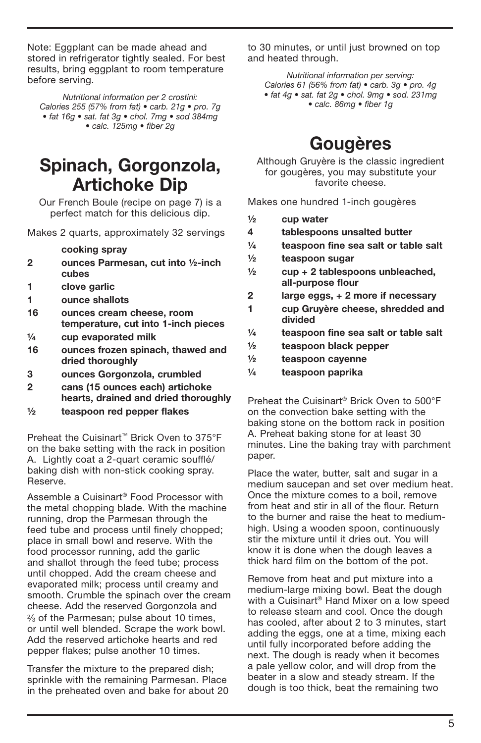Note: Eggplant can be made ahead and stored in refrigerator tightly sealed. For best results, bring eggplant to room temperature before serving.

*Nutritional information per 2 crostini: Calories 255 (57% from fat) • carb. 21g • pro. 7g • fat 16g • sat. fat 3g • chol. 7mg • sod 384mg • calc. 125mg • fiber 2g*

# Spinach, Gorgonzola, Artichoke Dip

Our French Boule (recipe on page 7) is a perfect match for this delicious dip.

Makes 2 quarts, approximately 32 servings

- **cooking spray**
- **2 ounces Parmesan, cut into ½-inch cubes**
- **1 clove garlic**
- **1 ounce shallots**
- **16 ounces cream cheese, room temperature, cut into 1-inch pieces**
- **¼ cup evaporated milk**
- **16 ounces frozen spinach, thawed and dried thoroughly**
- **3 ounces Gorgonzola, crumbled**
- **2 cans (15 ounces each) artichoke hearts, drained and dried thoroughly**
- **½ teaspoon red pepper flakes**

Preheat the Cuisinart™ Brick Oven to 375°F on the bake setting with the rack in position A. Lightly coat a 2-quart ceramic soufflé/baking dish with non-stick cooking spray. Reserve.

Assemble a Cuisinart® Food Processor with the metal chopping blade. With the machine running, drop the Parmesan through the feed tube and process until finely chopped; place in small bowl and reserve. With the food processor running, add the garlic and shallot through the feed tube; process until chopped. Add the cream cheese and evaporated milk; process until creamy and smooth. Crumble the spinach over the cream cheese. Add the reserved Gorgonzola and ⅔ of the Parmesan; pulse about 10 times, or until well blended. Scrape the work bowl. Add the reserved artichoke hearts and red pepper flakes; pulse another 10 times.

Transfer the mixture to the prepared dish; sprinkle with the remaining Parmesan. Place in the preheated oven and bake for about 20 to 30 minutes, or until just browned on top and heated through.

*Nutritional information per serving: Calories 61 (56% from fat) • carb. 3g • pro. 4g • fat 4g • sat. fat 2g • chol. 9mg • sod. 231mg • calc. 86mg • fiber 1g*

# Gougères

Although Gruyère is the classic ingredient for gougères, you may substitute your favorite cheese.

Makes one hundred 1-inch gougères

- **½ cup water**
- **4 tablespoons unsalted butter**
- **¼ teaspoon fine sea salt or table salt**
- **½ teaspoon sugar**
- **½ cup + 2 tablespoons unbleached, all-purpose flour**
- **2 large eggs, + 2 more if necessary**
- **1 cup Gruyère cheese, shredded and divided**
- **¼ teaspoon fine sea salt or table salt**
- **½ teaspoon black pepper**
- **½ teaspoon cayenne**
- **¼ teaspoon paprika**

Preheat the Cuisinart® Brick Oven to 500°F on the convection bake setting with the baking stone on the bottom rack in position A. Preheat baking stone for at least 30 minutes. Line the baking tray with parchment paper.

Place the water, butter, salt and sugar in a medium saucepan and set over medium heat. Once the mixture comes to a boil, remove from heat and stir in all of the flour. Return to the burner and raise the heat to medium-high. Using a wooden spoon, continuously stir the mixture until it dries out. You will know it is done when the dough leaves a thick hard film on the bottom of the pot.

Remove from heat and put mixture into a medium-large mixing bowl. Beat the dough with a Cuisinart® Hand Mixer on a low speed to release steam and cool. Once the dough has cooled, after about 2 to 3 minutes, start adding the eggs, one at a time, mixing each until fully incorporated before adding the next. The dough is ready when it becomes a pale yellow color, and will drop from the beater in a slow and steady stream. If the dough is too thick, beat the remaining two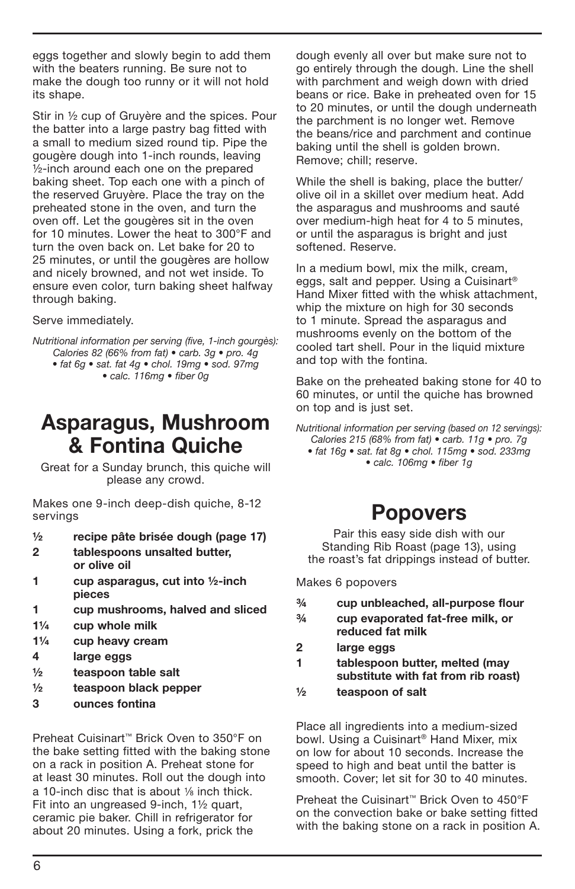eggs together and slowly begin to add them with the beaters running. Be sure not to make the dough too runny or it will not hold its shape.

Stir in ½ cup of Gruyère and the spices. Pour the batter into a large pastry bag fitted with a small to medium sized round tip. Pipe the gougère dough into 1-inch rounds, leaving ½-inch around each one on the prepared baking sheet. Top each one with a pinch of the reserved Gruyère. Place the tray on the preheated stone in the oven, and turn the oven off. Let the gougères sit in the oven for 10 minutes. Lower the heat to 300°F and turn the oven back on. Let bake for 20 to 25 minutes, or until the gougères are hollow and nicely browned, and not wet inside. To ensure even color, turn baking sheet halfway through baking.

Serve immediately.

*Nutritional information per serving (five, 1-inch gourgès): Calories 82 (66% from fat) • carb. 3g • pro. 4g • fat 6g • sat. fat 4g • chol. 19mg • sod. 97mg • calc. 116mg • fiber 0g*

# Asparagus, Mushroom & Fontina Quiche

Great for a Sunday brunch, this quiche will please any crowd.

Makes one 9-inch deep-dish quiche, 8-12 servings

- **½ recipe pâte brisée dough (page 17)**
- **2 tablespoons unsalted butter, or olive oil**
- **1 cup asparagus, cut into ½-inch pieces**
- **1 cup mushrooms, halved and sliced**
- **1¼ cup whole milk**
- **1¼ cup heavy cream**
- **4 large eggs**
- **½ teaspoon table salt**
- **½ teaspoon black pepper**
- **3 ounces fontina**

Preheat Cuisinart™ Brick Oven to 350°F on the bake setting fitted with the baking stone on a rack in position A. Preheat stone for at least 30 minutes. Roll out the dough into a 10-inch disc that is about ⅛ inch thick. Fit into an ungreased 9-inch, 1½ quart, ceramic pie baker. Chill in refrigerator for about 20 minutes. Using a fork, prick the dough evenly all over but make sure not to go entirely through the dough. Line the shell with parchment and weigh down with dried beans or rice. Bake in preheated oven for 15 to 20 minutes, or until the dough underneath the parchment is no longer wet. Remove the beans/rice and parchment and continue baking until the shell is golden brown. Remove; chill; reserve.

While the shell is baking, place the butter/olive oil in a skillet over medium heat. Add the asparagus and mushrooms and sauté over medium-high heat for 4 to 5 minutes, or until the asparagus is bright and just softened. Reserve.

In a medium bowl, mix the milk, cream, eggs, salt and pepper. Using a Cuisinart® Hand Mixer fitted with the whisk attachment, whip the mixture on high for 30 seconds to 1 minute. Spread the asparagus and mushrooms evenly on the bottom of the cooled tart shell. Pour in the liquid mixture and top with the fontina.

Bake on the preheated baking stone for 40 to 60 minutes, or until the quiche has browned on top and is just set.

*Nutritional information per serving (based on 12 servings): Calories 215 (68% from fat) • carb. 11g • pro. 7g • fat 16g • sat. fat 8g • chol. 115mg • sod. 233mg • calc. 106mg • fiber 1g*

# Popovers

Pair this easy side dish with our Standing Rib Roast (page 13), using the roast's fat drippings instead of butter.

Makes 6 popovers

- **¾ cup unbleached, all-purpose flour**
- **¾ cup evaporated fat-free milk, or reduced fat milk**
- **2 large eggs**
- **1 tablespoon butter, melted (may substitute with fat from rib roast)**
- **½ teaspoon of salt**

Place all ingredients into a medium-sized bowl. Using a Cuisinart® Hand Mixer, mix on low for about 10 seconds. Increase the speed to high and beat until the batter is smooth. Cover; let sit for 30 to 40 minutes.

Preheat the Cuisinart™ Brick Oven to 450°F on the convection bake or bake setting fitted with the baking stone on a rack in position A.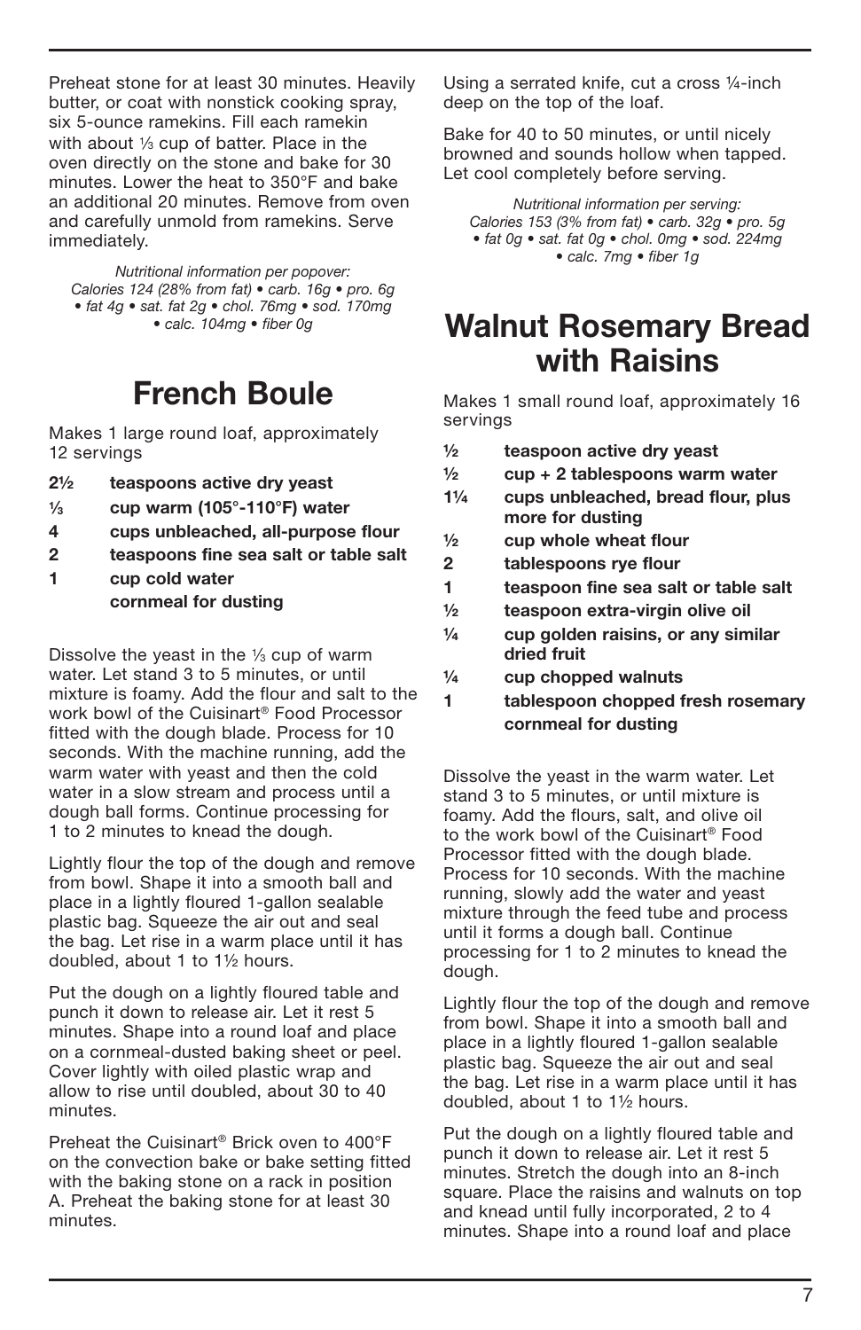Preheat stone for at least 30 minutes. Heavily butter, or coat with nonstick cooking spray, six 5-ounce ramekins. Fill each ramekin with about ⅓ cup of batter. Place in the oven directly on the stone and bake for 30 minutes. Lower the heat to 350°F and bake an additional 20 minutes. Remove from oven and carefully unmold from ramekins. Serve immediately.

*Nutritional information per popover:*
*Calories 124 (28% from fat) • carb. 16g • pro. 6g • fat 4g • sat. fat 2g • chol. 76mg • sod. 170mg • calc. 104mg • fiber 0g*

# French Boule

Makes 1 large round loaf, approximately 12 servings

**2½ teaspoons active dry yeast**
**⅓ cup warm (105°-110°F) water**
**4 cups unbleached, all-purpose flour**
**2 teaspoons fine sea salt or table salt**
**1 cup cold water**
**cornmeal for dusting**

Dissolve the yeast in the ⅓ cup of warm water. Let stand 3 to 5 minutes, or until mixture is foamy. Add the flour and salt to the work bowl of the Cuisinart® Food Processor fitted with the dough blade. Process for 10 seconds. With the machine running, add the warm water with yeast and then the cold water in a slow stream and process until a dough ball forms. Continue processing for 1 to 2 minutes to knead the dough.

Lightly flour the top of the dough and remove from bowl. Shape it into a smooth ball and place in a lightly floured 1-gallon sealable plastic bag. Squeeze the air out and seal the bag. Let rise in a warm place until it has doubled, about 1 to 1½ hours.

Put the dough on a lightly floured table and punch it down to release air. Let it rest 5 minutes. Shape into a round loaf and place on a cornmeal-dusted baking sheet or peel. Cover lightly with oiled plastic wrap and allow to rise until doubled, about 30 to 40 minutes.

Preheat the Cuisinart® Brick oven to 400°F on the convection bake or bake setting fitted with the baking stone on a rack in position A. Preheat the baking stone for at least 30 minutes.

Using a serrated knife, cut a cross ¼-inch deep on the top of the loaf.

Bake for 40 to 50 minutes, or until nicely browned and sounds hollow when tapped. Let cool completely before serving.

*Nutritional information per serving:*
*Calories 153 (3% from fat) • carb. 32g • pro. 5g • fat 0g • sat. fat 0g • chol. 0mg • sod. 224mg • calc. 7mg • fiber 1g*

# Walnut Rosemary Bread with Raisins

Makes 1 small round loaf, approximately 16 servings

**½ teaspoon active dry yeast**
**½ cup + 2 tablespoons warm water**
**1¼ cups unbleached, bread flour, plus more for dusting**
**½ cup whole wheat flour**
**2 tablespoons rye flour**
**1 teaspoon fine sea salt or table salt**
**½ teaspoon extra-virgin olive oil**
**¼ cup golden raisins, or any similar dried fruit**
**¼ cup chopped walnuts**
**1 tablespoon chopped fresh rosemary**
**cornmeal for dusting**

Dissolve the yeast in the warm water. Let stand 3 to 5 minutes, or until mixture is foamy. Add the flours, salt, and olive oil to the work bowl of the Cuisinart® Food Processor fitted with the dough blade. Process for 10 seconds. With the machine running, slowly add the water and yeast mixture through the feed tube and process until it forms a dough ball. Continue processing for 1 to 2 minutes to knead the dough.

Lightly flour the top of the dough and remove from bowl. Shape it into a smooth ball and place in a lightly floured 1-gallon sealable plastic bag. Squeeze the air out and seal the bag. Let rise in a warm place until it has doubled, about 1 to 1½ hours.

Put the dough on a lightly floured table and punch it down to release air. Let it rest 5 minutes. Stretch the dough into an 8-inch square. Place the raisins and walnuts on top and knead until fully incorporated, 2 to 4 minutes. Shape into a round loaf and place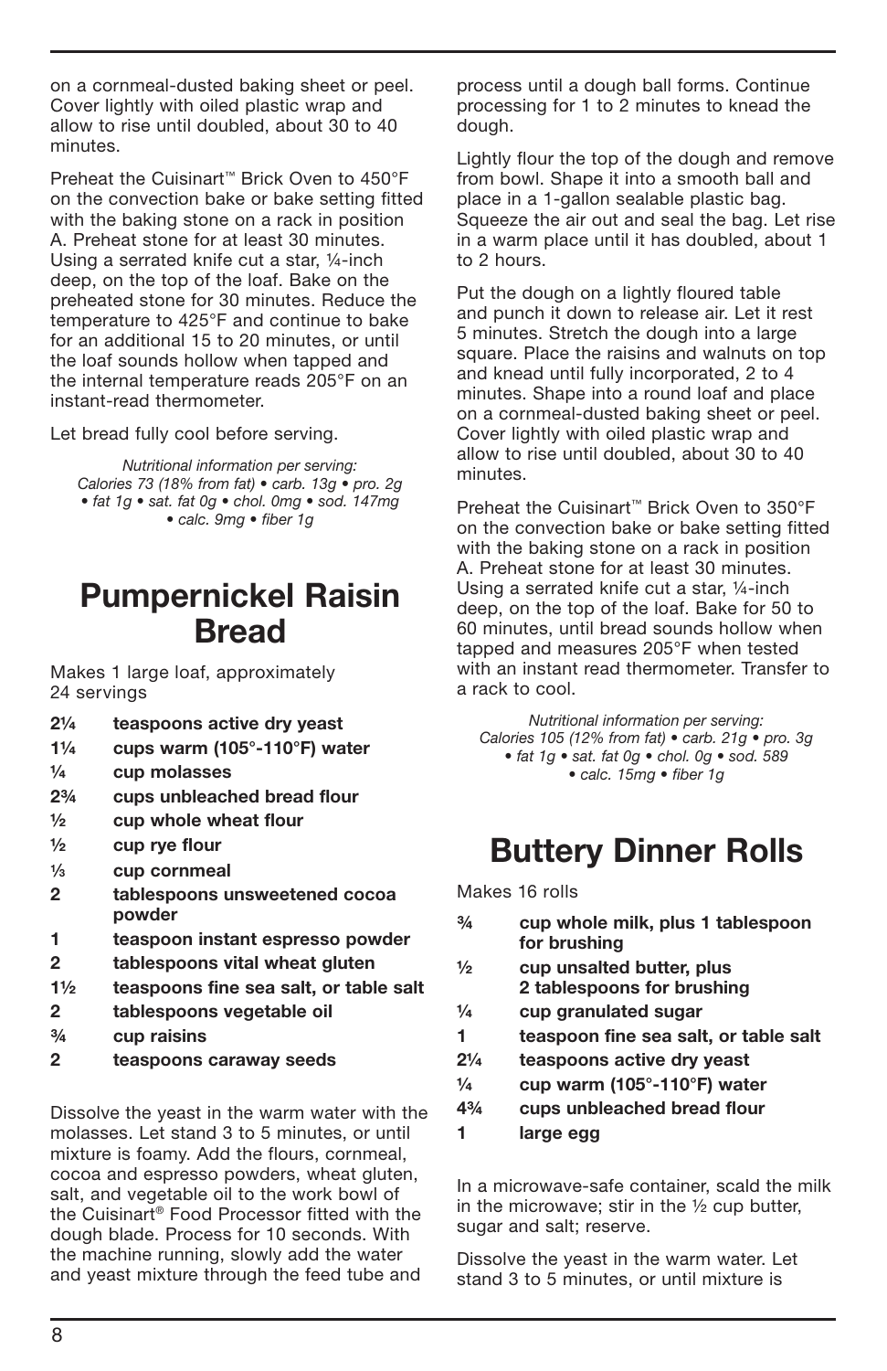on a cornmeal-dusted baking sheet or peel. Cover lightly with oiled plastic wrap and allow to rise until doubled, about 30 to 40 minutes.

Preheat the Cuisinart™ Brick Oven to 450°F on the convection bake or bake setting fitted with the baking stone on a rack in position A. Preheat stone for at least 30 minutes. Using a serrated knife cut a star, ¼-inch deep, on the top of the loaf. Bake on the preheated stone for 30 minutes. Reduce the temperature to 425°F and continue to bake for an additional 15 to 20 minutes, or until the loaf sounds hollow when tapped and the internal temperature reads 205°F on an instant-read thermometer.

Let bread fully cool before serving.

*Nutritional information per serving: Calories 73 (18% from fat) • carb. 13g • pro. 2g • fat 1g • sat. fat 0g • chol. 0mg • sod. 147mg • calc. 9mg • fiber 1g*

# Pumpernickel Raisin Bread

Makes 1 large loaf, approximately 24 servings

- **2¼ teaspoons active dry yeast**
- **1¼ cups warm (105°-110°F) water**
- **¼ cup molasses**
- **2¾ cups unbleached bread flour**
- **½ cup whole wheat flour**
- **½ cup rye flour**
- **⅓ cup cornmeal**
- **2 tablespoons unsweetened cocoa powder**
- **1 teaspoon instant espresso powder**
- **2 tablespoons vital wheat gluten**
- **1½ teaspoons fine sea salt, or table salt**
- **2 tablespoons vegetable oil**
- **¾ cup raisins**
- **2 teaspoons caraway seeds**

Dissolve the yeast in the warm water with the molasses. Let stand 3 to 5 minutes, or until mixture is foamy. Add the flours, cornmeal, cocoa and espresso powders, wheat gluten, salt, and vegetable oil to the work bowl of the Cuisinart® Food Processor fitted with the dough blade. Process for 10 seconds. With the machine running, slowly add the water and yeast mixture through the feed tube and process until a dough ball forms. Continue processing for 1 to 2 minutes to knead the dough.

Lightly flour the top of the dough and remove from bowl. Shape it into a smooth ball and place in a 1-gallon sealable plastic bag. Squeeze the air out and seal the bag. Let rise in a warm place until it has doubled, about 1 to 2 hours.

Put the dough on a lightly floured table and punch it down to release air. Let it rest 5 minutes. Stretch the dough into a large square. Place the raisins and walnuts on top and knead until fully incorporated, 2 to 4 minutes. Shape into a round loaf and place on a cornmeal-dusted baking sheet or peel. Cover lightly with oiled plastic wrap and allow to rise until doubled, about 30 to 40 minutes.

Preheat the Cuisinart™ Brick Oven to 350°F on the convection bake or bake setting fitted with the baking stone on a rack in position A. Preheat stone for at least 30 minutes. Using a serrated knife cut a star, ¼-inch deep, on the top of the loaf. Bake for 50 to 60 minutes, until bread sounds hollow when tapped and measures 205°F when tested with an instant read thermometer. Transfer to a rack to cool.

*Nutritional information per serving: Calories 105 (12% from fat) • carb. 21g • pro. 3g • fat 1g • sat. fat 0g • chol. 0g • sod. 589 • calc. 15mg • fiber 1g*

# Buttery Dinner Rolls

Makes 16 rolls

- **¾ cup whole milk, plus 1 tablespoon for brushing**
- **½ cup unsalted butter, plus 2 tablespoons for brushing**
- **¼ cup granulated sugar**
- **1 teaspoon fine sea salt, or table salt**
- **2¼ teaspoons active dry yeast**
- **¼ cup warm (105°-110°F) water**
- **4¾ cups unbleached bread flour**
- **1 large egg**

In a microwave-safe container, scald the milk in the microwave; stir in the ½ cup butter, sugar and salt; reserve.

Dissolve the yeast in the warm water. Let stand 3 to 5 minutes, or until mixture is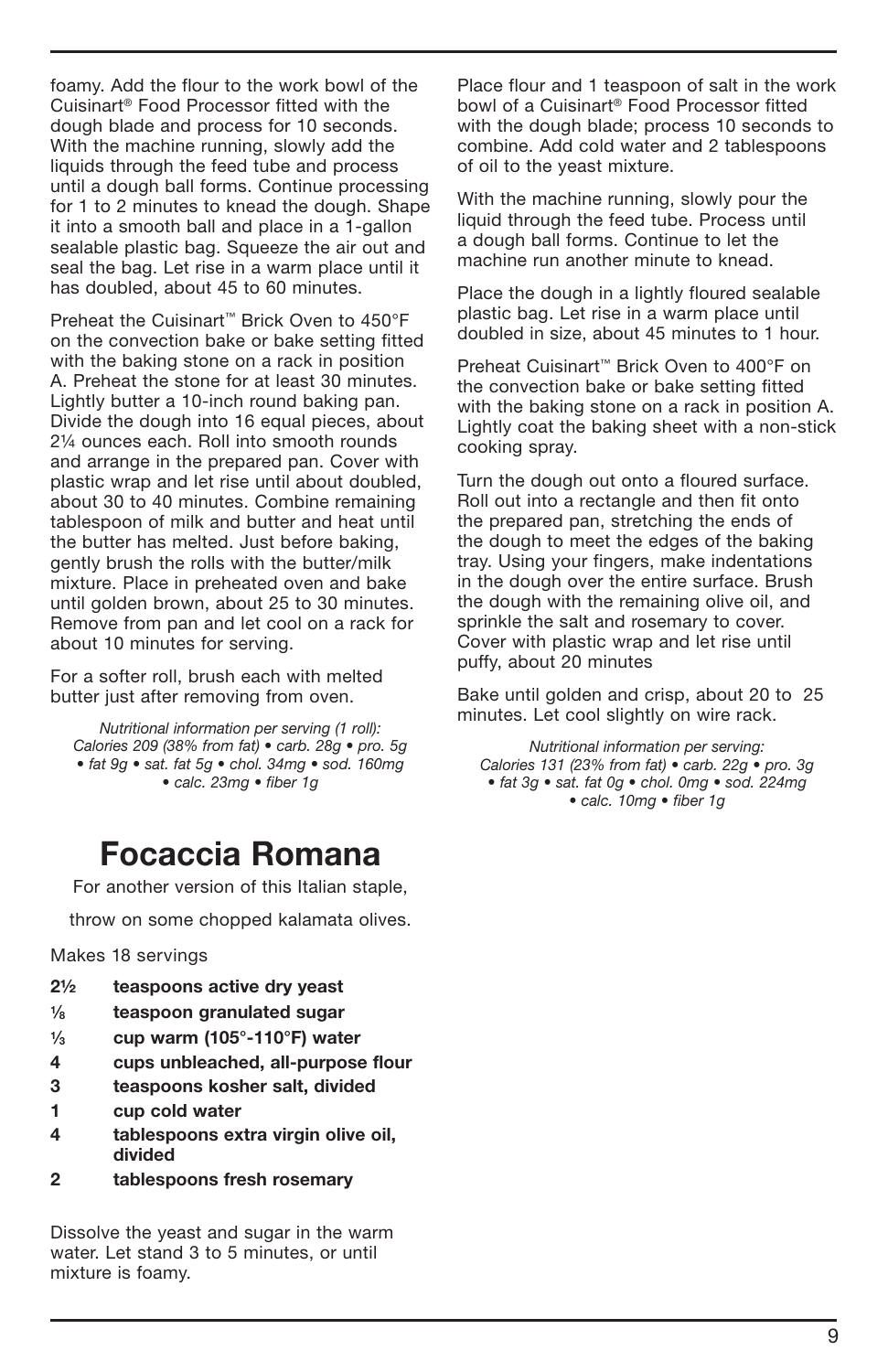foamy. Add the flour to the work bowl of the Cuisinart® Food Processor fitted with the dough blade and process for 10 seconds. With the machine running, slowly add the liquids through the feed tube and process until a dough ball forms. Continue processing for 1 to 2 minutes to knead the dough. Shape it into a smooth ball and place in a 1-gallon sealable plastic bag. Squeeze the air out and seal the bag. Let rise in a warm place until it has doubled, about 45 to 60 minutes.

Preheat the Cuisinart™ Brick Oven to 450°F on the convection bake or bake setting fitted with the baking stone on a rack in position A. Preheat the stone for at least 30 minutes. Lightly butter a 10-inch round baking pan. Divide the dough into 16 equal pieces, about 2¼ ounces each. Roll into smooth rounds and arrange in the prepared pan. Cover with plastic wrap and let rise until about doubled, about 30 to 40 minutes. Combine remaining tablespoon of milk and butter and heat until the butter has melted. Just before baking, gently brush the rolls with the butter/milk mixture. Place in preheated oven and bake until golden brown, about 25 to 30 minutes. Remove from pan and let cool on a rack for about 10 minutes for serving.

For a softer roll, brush each with melted butter just after removing from oven.

*Nutritional information per serving (1 roll): Calories 209 (38% from fat) • carb. 28g • pro. 5g • fat 9g • sat. fat 5g • chol. 34mg • sod. 160mg • calc. 23mg • fiber 1g*

# Focaccia Romana

For another version of this Italian staple, throw on some chopped kalamata olives.

Makes 18 servings

- **2½ teaspoons active dry yeast**
- **⅛ teaspoon granulated sugar**
- **⅓ cup warm (105°-110°F) water**
- **4 cups unbleached, all-purpose flour**
- **3 teaspoons kosher salt, divided**
- **1 cup cold water**
- **4 tablespoons extra virgin olive oil, divided**
- **2 tablespoons fresh rosemary**

Dissolve the yeast and sugar in the warm water. Let stand 3 to 5 minutes, or until mixture is foamy.

Place flour and 1 teaspoon of salt in the work bowl of a Cuisinart® Food Processor fitted with the dough blade; process 10 seconds to combine. Add cold water and 2 tablespoons of oil to the yeast mixture.

With the machine running, slowly pour the liquid through the feed tube. Process until a dough ball forms. Continue to let the machine run another minute to knead.

Place the dough in a lightly floured sealable plastic bag. Let rise in a warm place until doubled in size, about 45 minutes to 1 hour.

Preheat Cuisinart™ Brick Oven to 400°F on the convection bake or bake setting fitted with the baking stone on a rack in position A. Lightly coat the baking sheet with a non-stick cooking spray.

Turn the dough out onto a floured surface. Roll out into a rectangle and then fit onto the prepared pan, stretching the ends of the dough to meet the edges of the baking tray. Using your fingers, make indentations in the dough over the entire surface. Brush the dough with the remaining olive oil, and sprinkle the salt and rosemary to cover. Cover with plastic wrap and let rise until puffy, about 20 minutes

Bake until golden and crisp, about 20 to 25 minutes. Let cool slightly on wire rack.

*Nutritional information per serving: Calories 131 (23% from fat) • carb. 22g • pro. 3g • fat 3g • sat. fat 0g • chol. 0mg • sod. 224mg • calc. 10mg • fiber 1g*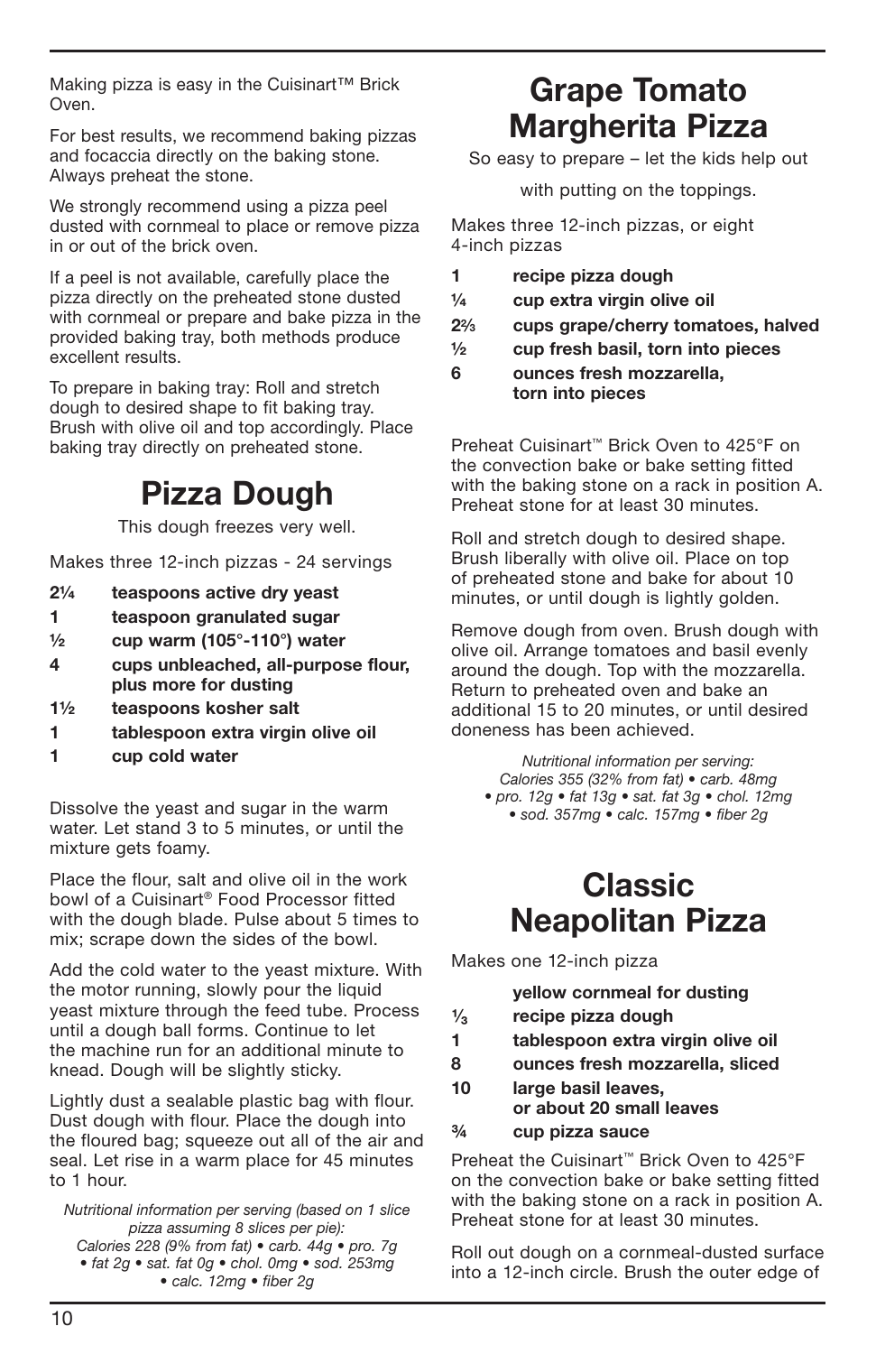Making pizza is easy in the Cuisinart™ Brick Oven.

For best results, we recommend baking pizzas and focaccia directly on the baking stone. Always preheat the stone.

We strongly recommend using a pizza peel dusted with cornmeal to place or remove pizza in or out of the brick oven.

If a peel is not available, carefully place the pizza directly on the preheated stone dusted with cornmeal or prepare and bake pizza in the provided baking tray, both methods produce excellent results.

To prepare in baking tray: Roll and stretch dough to desired shape to fit baking tray. Brush with olive oil and top accordingly. Place baking tray directly on preheated stone.

# Pizza Dough

This dough freezes very well.

Makes three 12-inch pizzas - 24 servings

- **2¼ teaspoons active dry yeast**
- **1 teaspoon granulated sugar**
- **½ cup warm (105°-110°) water**
- **4 cups unbleached, all-purpose flour, plus more for dusting**
- **1½ teaspoons kosher salt**
- **1 tablespoon extra virgin olive oil**
- **1 cup cold water**

Dissolve the yeast and sugar in the warm water. Let stand 3 to 5 minutes, or until the mixture gets foamy.

Place the flour, salt and olive oil in the work bowl of a Cuisinart® Food Processor fitted with the dough blade. Pulse about 5 times to mix; scrape down the sides of the bowl.

Add the cold water to the yeast mixture. With the motor running, slowly pour the liquid yeast mixture through the feed tube. Process until a dough ball forms. Continue to let the machine run for an additional minute to knead. Dough will be slightly sticky.

Lightly dust a sealable plastic bag with flour. Dust dough with flour. Place the dough into the floured bag; squeeze out all of the air and seal. Let rise in a warm place for 45 minutes to 1 hour.

*Nutritional information per serving (based on 1 slice pizza assuming 8 slices per pie): Calories 228 (9% from fat) • carb. 44g • pro. 7g • fat 2g • sat. fat 0g • chol. 0mg • sod. 253mg • calc. 12mg • fiber 2g*

# Grape Tomato Margherita Pizza

So easy to prepare – let the kids help out with putting on the toppings.

Makes three 12-inch pizzas, or eight 4-inch pizzas

- **1 recipe pizza dough**
- **¼ cup extra virgin olive oil**
- **2⅔ cups grape/cherry tomatoes, halved**
- **½ cup fresh basil, torn into pieces**
- **6 ounces fresh mozzarella, torn into pieces**

Preheat Cuisinart™ Brick Oven to 425°F on the convection bake or bake setting fitted with the baking stone on a rack in position A. Preheat stone for at least 30 minutes.

Roll and stretch dough to desired shape. Brush liberally with olive oil. Place on top of preheated stone and bake for about 10 minutes, or until dough is lightly golden.

Remove dough from oven. Brush dough with olive oil. Arrange tomatoes and basil evenly around the dough. Top with the mozzarella. Return to preheated oven and bake an additional 15 to 20 minutes, or until desired doneness has been achieved.

*Nutritional information per serving: Calories 355 (32% from fat) • carb. 48mg • pro. 12g • fat 13g • sat. fat 3g • chol. 12mg • sod. 357mg • calc. 157mg • fiber 2g*

# Classic Neapolitan Pizza

Makes one 12-inch pizza

- **yellow cornmeal for dusting**
- **⅓ recipe pizza dough**
- **1 tablespoon extra virgin olive oil**
- **8 ounces fresh mozzarella, sliced**
- **10 large basil leaves, or about 20 small leaves**
- **¾ cup pizza sauce**

Preheat the Cuisinart™ Brick Oven to 425°F on the convection bake or bake setting fitted with the baking stone on a rack in position A. Preheat stone for at least 30 minutes.

Roll out dough on a cornmeal-dusted surface into a 12-inch circle. Brush the outer edge of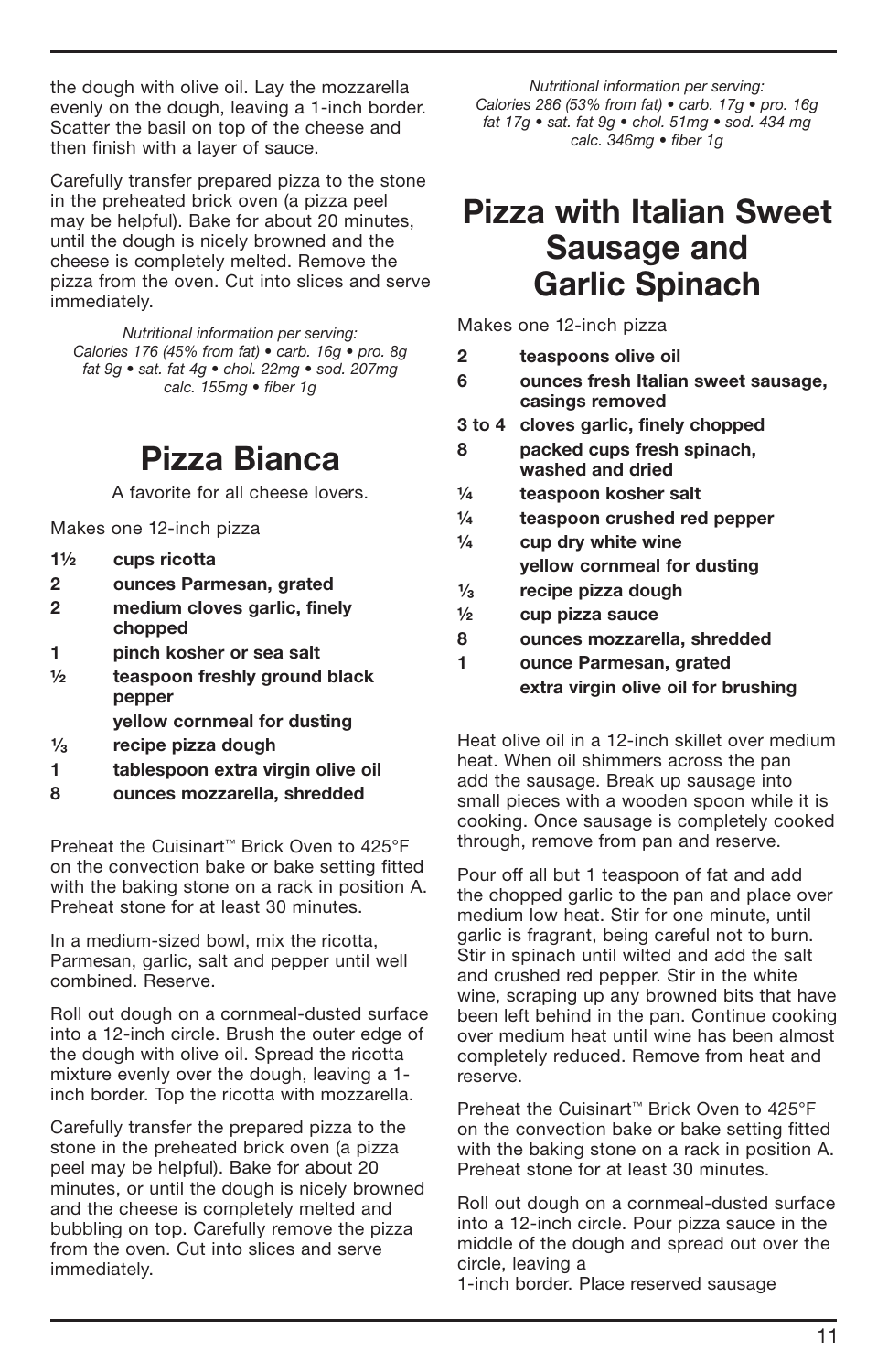the dough with olive oil. Lay the mozzarella evenly on the dough, leaving a 1-inch border. Scatter the basil on top of the cheese and then finish with a layer of sauce.

Carefully transfer prepared pizza to the stone in the preheated brick oven (a pizza peel may be helpful). Bake for about 20 minutes, until the dough is nicely browned and the cheese is completely melted. Remove the pizza from the oven. Cut into slices and serve immediately.

*Nutritional information per serving: Calories 176 (45% from fat) • carb. 16g • pro. 8g fat 9g • sat. fat 4g • chol. 22mg • sod. 207mg calc. 155mg • fiber 1g*

# Pizza Bianca

A favorite for all cheese lovers.

Makes one 12-inch pizza

- **1½ cups ricotta**
- **2 ounces Parmesan, grated**
- **2 medium cloves garlic, finely chopped**
- **1 pinch kosher or sea salt**
- **½ teaspoon freshly ground black pepper**
- **yellow cornmeal for dusting**
- **⅓ recipe pizza dough**
- **1 tablespoon extra virgin olive oil**
- **8 ounces mozzarella, shredded**

Preheat the Cuisinart™ Brick Oven to 425°F on the convection bake or bake setting fitted with the baking stone on a rack in position A. Preheat stone for at least 30 minutes.

In a medium-sized bowl, mix the ricotta, Parmesan, garlic, salt and pepper until well combined. Reserve.

Roll out dough on a cornmeal-dusted surface into a 12-inch circle. Brush the outer edge of the dough with olive oil. Spread the ricotta mixture evenly over the dough, leaving a 1-inch border. Top the ricotta with mozzarella.

Carefully transfer the prepared pizza to the stone in the preheated brick oven (a pizza peel may be helpful). Bake for about 20 minutes, or until the dough is nicely browned and the cheese is completely melted and bubbling on top. Carefully remove the pizza from the oven. Cut into slices and serve immediately.

*Nutritional information per serving: Calories 286 (53% from fat) • carb. 17g • pro. 16g fat 17g • sat. fat 9g • chol. 51mg • sod. 434 mg calc. 346mg • fiber 1g*

# Pizza with Italian Sweet Sausage and Garlic Spinach

Makes one 12-inch pizza

- **2 teaspoons olive oil**
- **6 ounces fresh Italian sweet sausage, casings removed**
- **3 to 4 cloves garlic, finely chopped**
- **8 packed cups fresh spinach, washed and dried**
- **¼ teaspoon kosher salt**
- **¼ teaspoon crushed red pepper**
- **¼ cup dry white wine**
- **yellow cornmeal for dusting**
- **⅓ recipe pizza dough**
- **½ cup pizza sauce**
- **8 ounces mozzarella, shredded**
- **1 ounce Parmesan, grated**
- **extra virgin olive oil for brushing**

Heat olive oil in a 12-inch skillet over medium heat. When oil shimmers across the pan add the sausage. Break up sausage into small pieces with a wooden spoon while it is cooking. Once sausage is completely cooked through, remove from pan and reserve.

Pour off all but 1 teaspoon of fat and add the chopped garlic to the pan and place over medium low heat. Stir for one minute, until garlic is fragrant, being careful not to burn. Stir in spinach until wilted and add the salt and crushed red pepper. Stir in the white wine, scraping up any browned bits that have been left behind in the pan. Continue cooking over medium heat until wine has been almost completely reduced. Remove from heat and reserve.

Preheat the Cuisinart™ Brick Oven to 425°F on the convection bake or bake setting fitted with the baking stone on a rack in position A. Preheat stone for at least 30 minutes.

Roll out dough on a cornmeal-dusted surface into a 12-inch circle. Pour pizza sauce in the middle of the dough and spread out over the circle, leaving a 1-inch border. Place reserved sausage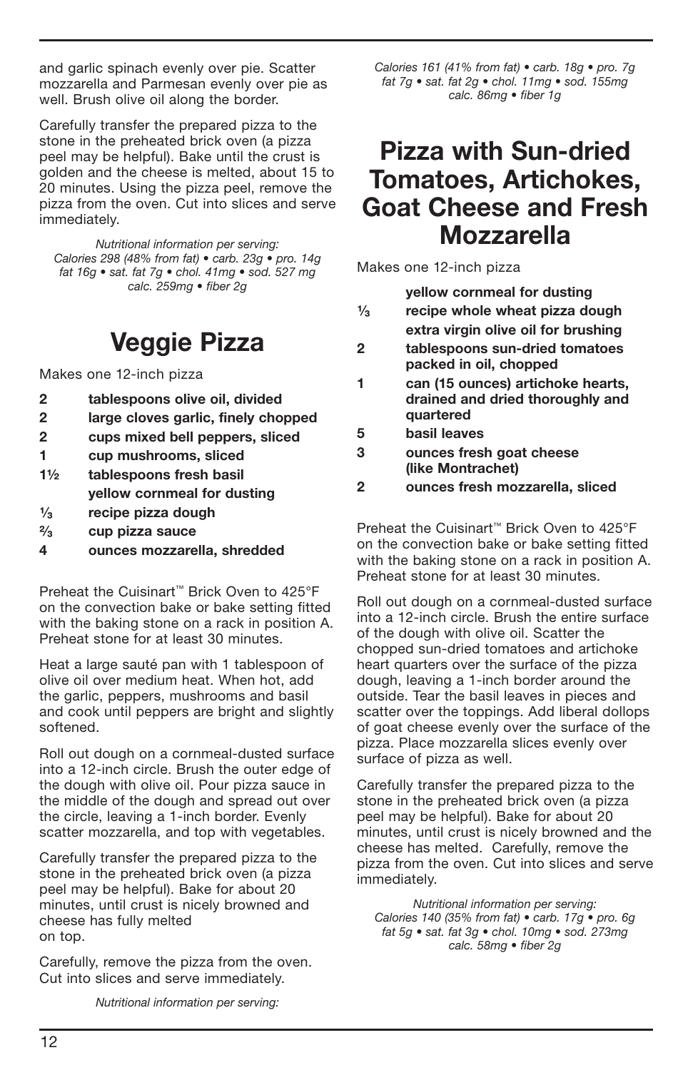and garlic spinach evenly over pie. Scatter mozzarella and Parmesan evenly over pie as well. Brush olive oil along the border.

Carefully transfer the prepared pizza to the stone in the preheated brick oven (a pizza peel may be helpful). Bake until the crust is golden and the cheese is melted, about 15 to 20 minutes. Using the pizza peel, remove the pizza from the oven. Cut into slices and serve immediately.

*Nutritional information per serving:*
*Calories 298 (48% from fat) • carb. 23g • pro. 14g fat 16g • sat. fat 7g • chol. 41mg • sod. 527 mg calc. 259mg • fiber 2g*

# Veggie Pizza

Makes one 12-inch pizza

- **2** **tablespoons olive oil, divided**
- **2** **large cloves garlic, finely chopped**
- **2** **cups mixed bell peppers, sliced**
- **1** **cup mushrooms, sliced**
- **1½** **tablespoons fresh basil**
- **yellow cornmeal for dusting**
- **⅓** **recipe pizza dough**
- **⅔** **cup pizza sauce**
- **4** **ounces mozzarella, shredded**

Preheat the Cuisinart™ Brick Oven to 425°F on the convection bake or bake setting fitted with the baking stone on a rack in position A. Preheat stone for at least 30 minutes.

Heat a large sauté pan with 1 tablespoon of olive oil over medium heat. When hot, add the garlic, peppers, mushrooms and basil and cook until peppers are bright and slightly softened.

Roll out dough on a cornmeal-dusted surface into a 12-inch circle. Brush the outer edge of the dough with olive oil. Pour pizza sauce in the middle of the dough and spread out over the circle, leaving a 1-inch border. Evenly scatter mozzarella, and top with vegetables.

Carefully transfer the prepared pizza to the stone in the preheated brick oven (a pizza peel may be helpful). Bake for about 20 minutes, until crust is nicely browned and cheese has fully melted on top.

Carefully, remove the pizza from the oven. Cut into slices and serve immediately.

*Nutritional information per serving:*
*Calories 161 (41% from fat) • carb. 18g • pro. 7g fat 7g • sat. fat 2g • chol. 11mg • sod. 155mg calc. 86mg • fiber 1g*

# Pizza with Sun-dried Tomatoes, Artichokes, Goat Cheese and Fresh Mozzarella

Makes one 12-inch pizza

- **yellow cornmeal for dusting**
- **⅓** **recipe whole wheat pizza dough**
- **extra virgin olive oil for brushing**
- **2** **tablespoons sun-dried tomatoes packed in oil, chopped**
- **1** **can (15 ounces) artichoke hearts, drained and dried thoroughly and quartered**
- **5** **basil leaves**
- **3** **ounces fresh goat cheese (like Montrachet)**
- **2** **ounces fresh mozzarella, sliced**

Preheat the Cuisinart™ Brick Oven to 425°F on the convection bake or bake setting fitted with the baking stone on a rack in position A. Preheat stone for at least 30 minutes.

Roll out dough on a cornmeal-dusted surface into a 12-inch circle. Brush the entire surface of the dough with olive oil. Scatter the chopped sun-dried tomatoes and artichoke heart quarters over the surface of the pizza dough, leaving a 1-inch border around the outside. Tear the basil leaves in pieces and scatter over the toppings. Add liberal dollops of goat cheese evenly over the surface of the pizza. Place mozzarella slices evenly over surface of pizza as well.

Carefully transfer the prepared pizza to the stone in the preheated brick oven (a pizza peel may be helpful). Bake for about 20 minutes, until crust is nicely browned and the cheese has melted. Carefully, remove the pizza from the oven. Cut into slices and serve immediately.

*Nutritional information per serving:*
*Calories 140 (35% from fat) • carb. 17g • pro. 6g fat 5g • sat. fat 3g • chol. 10mg • sod. 273mg calc. 58mg • fiber 2g*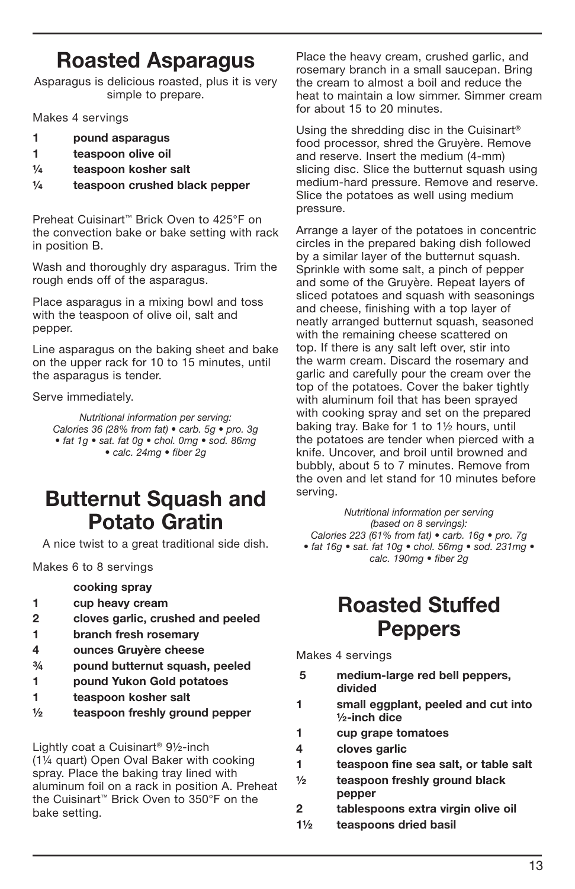# Roasted Asparagus

Asparagus is delicious roasted, plus it is very simple to prepare.

Makes 4 servings

- **1 pound asparagus**
- **1 teaspoon olive oil**
- **¼ teaspoon kosher salt**
- **¼ teaspoon crushed black pepper**

Preheat Cuisinart™ Brick Oven to 425°F on the convection bake or bake setting with rack in position B.

Wash and thoroughly dry asparagus. Trim the rough ends off of the asparagus.

Place asparagus in a mixing bowl and toss with the teaspoon of olive oil, salt and pepper.

Line asparagus on the baking sheet and bake on the upper rack for 10 to 15 minutes, until the asparagus is tender.

Serve immediately.

*Nutritional information per serving: Calories 36 (28% from fat) • carb. 5g • pro. 3g • fat 1g • sat. fat 0g • chol. 0mg • sod. 86mg • calc. 24mg • fiber 2g*

# Butternut Squash and Potato Gratin

A nice twist to a great traditional side dish.

Makes 6 to 8 servings

- **cooking spray**
- **1 cup heavy cream**
- **2 cloves garlic, crushed and peeled**
- **1 branch fresh rosemary**
- **4 ounces Gruyère cheese**
- **¾ pound butternut squash, peeled**
- **1 pound Yukon Gold potatoes**
- **1 teaspoon kosher salt**
- **½ teaspoon freshly ground pepper**

Lightly coat a Cuisinart® 9½-inch (1¼ quart) Open Oval Baker with cooking spray. Place the baking tray lined with aluminum foil on a rack in position A. Preheat the Cuisinart™ Brick Oven to 350°F on the bake setting.

Place the heavy cream, crushed garlic, and rosemary branch in a small saucepan. Bring the cream to almost a boil and reduce the heat to maintain a low simmer. Simmer cream for about 15 to 20 minutes.

Using the shredding disc in the Cuisinart® food processor, shred the Gruyère. Remove and reserve. Insert the medium (4-mm) slicing disc. Slice the butternut squash using medium-hard pressure. Remove and reserve. Slice the potatoes as well using medium pressure.

Arrange a layer of the potatoes in concentric circles in the prepared baking dish followed by a similar layer of the butternut squash. Sprinkle with some salt, a pinch of pepper and some of the Gruyère. Repeat layers of sliced potatoes and squash with seasonings and cheese, finishing with a top layer of neatly arranged butternut squash, seasoned with the remaining cheese scattered on top. If there is any salt left over, stir into the warm cream. Discard the rosemary and garlic and carefully pour the cream over the top of the potatoes. Cover the baker tightly with aluminum foil that has been sprayed with cooking spray and set on the prepared baking tray. Bake for 1 to 1½ hours, until the potatoes are tender when pierced with a knife. Uncover, and broil until browned and bubbly, about 5 to 7 minutes. Remove from the oven and let stand for 10 minutes before serving.

*Nutritional information per serving (based on 8 servings): Calories 223 (61% from fat) • carb. 16g • pro. 7g • fat 16g • sat. fat 10g • chol. 56mg • sod. 231mg • calc. 190mg • fiber 2g*

# Roasted Stuffed Peppers

Makes 4 servings

- **5 medium-large red bell peppers, divided**
- **1 small eggplant, peeled and cut into ½-inch dice**
- **1 cup grape tomatoes**
- **4 cloves garlic**
- **1 teaspoon fine sea salt, or table salt**
- **½ teaspoon freshly ground black pepper**
- **2 tablespoons extra virgin olive oil**
- **1½ teaspoons dried basil**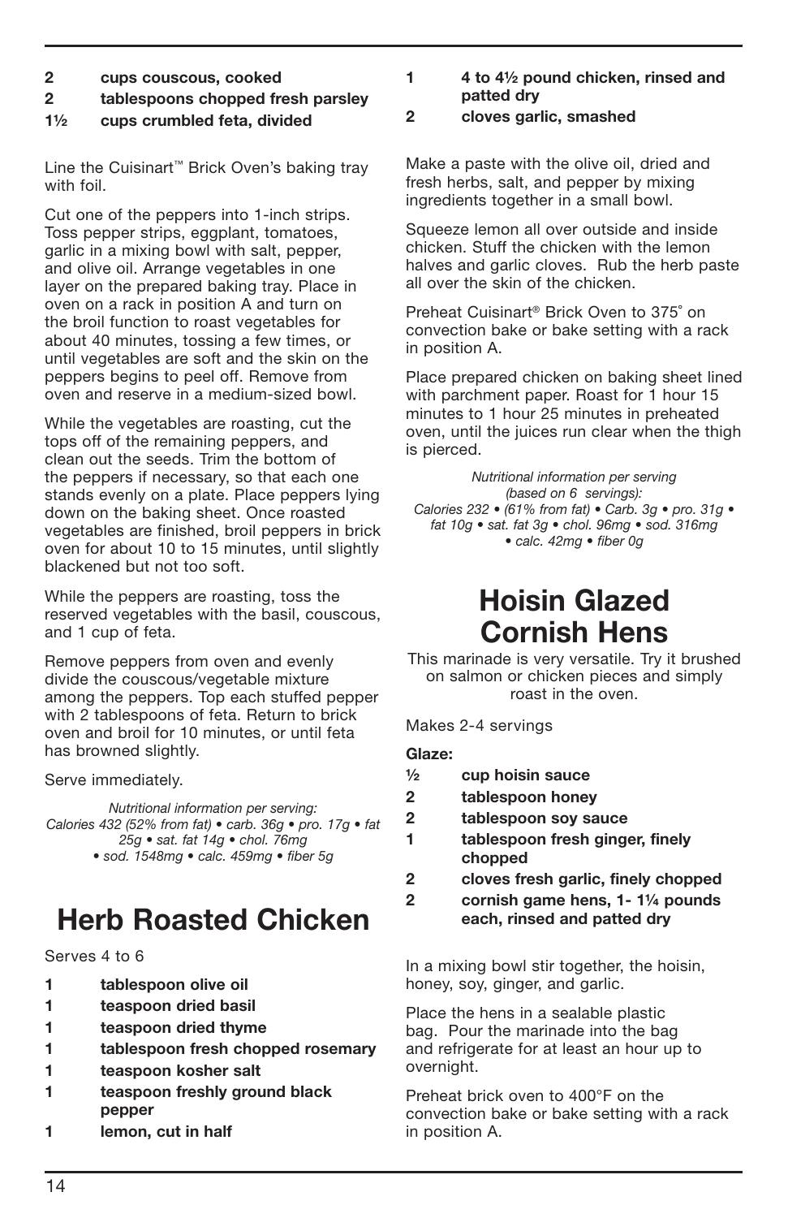**2 cups couscous, cooked**
**2 tablespoons chopped fresh parsley**
**1½ cups crumbled feta, divided**

Line the Cuisinart™ Brick Oven's baking tray with foil.

Cut one of the peppers into 1-inch strips. Toss pepper strips, eggplant, tomatoes, garlic in a mixing bowl with salt, pepper, and olive oil. Arrange vegetables in one layer on the prepared baking tray. Place in oven on a rack in position A and turn on the broil function to roast vegetables for about 40 minutes, tossing a few times, or until vegetables are soft and the skin on the peppers begins to peel off. Remove from oven and reserve in a medium-sized bowl.

While the vegetables are roasting, cut the tops off of the remaining peppers, and clean out the seeds. Trim the bottom of the peppers if necessary, so that each one stands evenly on a plate. Place peppers lying down on the baking sheet. Once roasted vegetables are finished, broil peppers in brick oven for about 10 to 15 minutes, until slightly blackened but not too soft.

While the peppers are roasting, toss the reserved vegetables with the basil, couscous, and 1 cup of feta.

Remove peppers from oven and evenly divide the couscous/vegetable mixture among the peppers. Top each stuffed pepper with 2 tablespoons of feta. Return to brick oven and broil for 10 minutes, or until feta has browned slightly.

Serve immediately.

*Nutritional information per serving: Calories 432 (52% from fat) • carb. 36g • pro. 17g • fat 25g • sat. fat 14g • chol. 76mg • sod. 1548mg • calc. 459mg • fiber 5g*

# Herb Roasted Chicken

Serves 4 to 6

**1 tablespoon olive oil**
**1 teaspoon dried basil**
**1 teaspoon dried thyme**
**1 tablespoon fresh chopped rosemary**
**1 teaspoon kosher salt**
**1 teaspoon freshly ground black pepper**
**1 lemon, cut in half**
**1 4 to 4½ pound chicken, rinsed and patted dry**
**2 cloves garlic, smashed**

Make a paste with the olive oil, dried and fresh herbs, salt, and pepper by mixing ingredients together in a small bowl.

Squeeze lemon all over outside and inside chicken. Stuff the chicken with the lemon halves and garlic cloves. Rub the herb paste all over the skin of the chicken.

Preheat Cuisinart® Brick Oven to 375˚ on convection bake or bake setting with a rack in position A.

Place prepared chicken on baking sheet lined with parchment paper. Roast for 1 hour 15 minutes to 1 hour 25 minutes in preheated oven, until the juices run clear when the thigh is pierced.

*Nutritional information per serving (based on 6 servings): Calories 232 • (61% from fat) • Carb. 3g • pro. 31g • fat 10g • sat. fat 3g • chol. 96mg • sod. 316mg • calc. 42mg • fiber 0g*

# Hoisin Glazed Cornish Hens

This marinade is very versatile. Try it brushed on salmon or chicken pieces and simply roast in the oven.

Makes 2-4 servings

**Glaze:**

**½ cup hoisin sauce**
**2 tablespoon honey**
**2 tablespoons soy sauce**
**1 tablespoon fresh ginger, finely chopped**
**2 cloves fresh garlic, finely chopped**
**2 cornish game hens, 1- 1¼ pounds each, rinsed and patted dry**

In a mixing bowl stir together, the hoisin, honey, soy, ginger, and garlic.

Place the hens in a sealable plastic bag. Pour the marinade into the bag and refrigerate for at least an hour up to overnight.

Preheat brick oven to 400°F on the convection bake or bake setting with a rack in position A.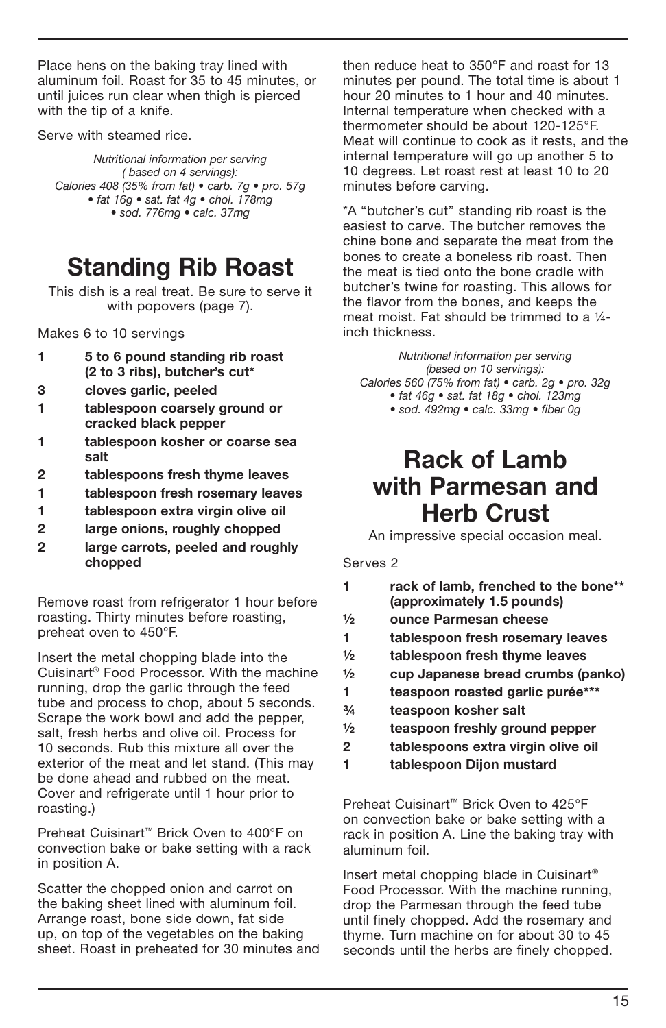Place hens on the baking tray lined with aluminum foil. Roast for 35 to 45 minutes, or until juices run clear when thigh is pierced with the tip of a knife.

Serve with steamed rice.

*Nutritional information per serving ( based on 4 servings): Calories 408 (35% from fat) • carb. 7g • pro. 57g • fat 16g • sat. fat 4g • chol. 178mg • sod. 776mg • calc. 37mg*

# Standing Rib Roast

This dish is a real treat. Be sure to serve it with popovers (page 7).

Makes 6 to 10 servings

- **1 5 to 6 pound standing rib roast (2 to 3 ribs), butcher's cut***
- **3 cloves garlic, peeled**
- **1 tablespoon coarsely ground or cracked black pepper**
- **1 tablespoon kosher or coarse sea salt**
- **2 tablespoons fresh thyme leaves**
- **1 tablespoon fresh rosemary leaves**
- **1 tablespoon extra virgin olive oil**
- **2 large onions, roughly chopped**
- **2 large carrots, peeled and roughly chopped**

Remove roast from refrigerator 1 hour before roasting. Thirty minutes before roasting, preheat oven to 450°F.

Insert the metal chopping blade into the Cuisinart® Food Processor. With the machine running, drop the garlic through the feed tube and process to chop, about 5 seconds. Scrape the work bowl and add the pepper, salt, fresh herbs and olive oil. Process for 10 seconds. Rub this mixture all over the exterior of the meat and let stand. (This may be done ahead and rubbed on the meat. Cover and refrigerate until 1 hour prior to roasting.)

Preheat Cuisinart™ Brick Oven to 400°F on convection bake or bake setting with a rack in position A.

Scatter the chopped onion and carrot on the baking sheet lined with aluminum foil. Arrange roast, bone side down, fat side up, on top of the vegetables on the baking sheet. Roast in preheated for 30 minutes and then reduce heat to 350°F and roast for 13 minutes per pound. The total time is about 1 hour 20 minutes to 1 hour and 40 minutes. Internal temperature when checked with a thermometer should be about 120-125°F. Meat will continue to cook as it rests, and the internal temperature will go up another 5 to 10 degrees. Let roast rest at least 10 to 20 minutes before carving.

*A "butcher's cut" standing rib roast is the easiest to carve. The butcher removes the chine bone and separate the meat from the bones to create a boneless rib roast. Then the meat is tied onto the bone cradle with butcher's twine for roasting. This allows for the flavor from the bones, and keeps the meat moist. Fat should be trimmed to a ¼-inch thickness.

*Nutritional information per serving (based on 10 servings): Calories 560 (75% from fat) • carb. 2g • pro. 32g • fat 46g • sat. fat 18g • chol. 123mg • sod. 492mg • calc. 33mg • fiber 0g*

# Rack of Lamb with Parmesan and Herb Crust

An impressive special occasion meal.

Serves 2

- **1 rack of lamb, frenched to the bone** (approximately 1.5 pounds)**
- **½ ounce Parmesan cheese**
- **1 tablespoon fresh rosemary leaves**
- **½ tablespoon fresh thyme leaves**
- **½ cup Japanese bread crumbs (panko)**
- **1 teaspoon roasted garlic purée*****
- **¾ teaspoon kosher salt**
- **½ teaspoon freshly ground pepper**
- **2 tablespoons extra virgin olive oil**
- **1 tablespoon Dijon mustard**

Preheat Cuisinart™ Brick Oven to 425°F on convection bake or bake setting with a rack in position A. Line the baking tray with aluminum foil.

Insert metal chopping blade in Cuisinart® Food Processor. With the machine running, drop the Parmesan through the feed tube until finely chopped. Add the rosemary and thyme. Turn machine on for about 30 to 45 seconds until the herbs are finely chopped.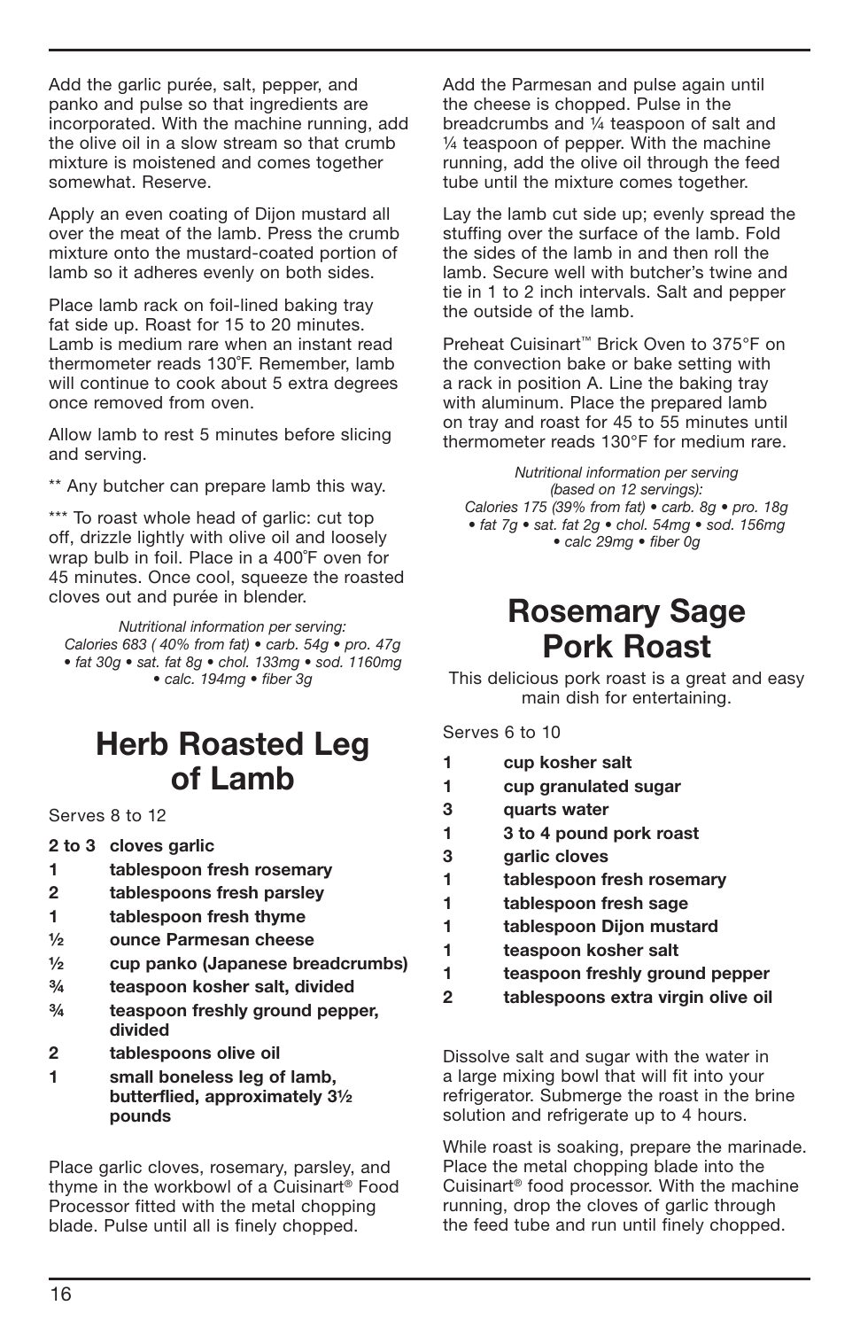Add the garlic purée, salt, pepper, and panko and pulse so that ingredients are incorporated. With the machine running, add the olive oil in a slow stream so that crumb mixture is moistened and comes together somewhat. Reserve.

Apply an even coating of Dijon mustard all over the meat of the lamb. Press the crumb mixture onto the mustard-coated portion of lamb so it adheres evenly on both sides.

Place lamb rack on foil-lined baking tray fat side up. Roast for 15 to 20 minutes. Lamb is medium rare when an instant read thermometer reads 130˚F. Remember, lamb will continue to cook about 5 extra degrees once removed from oven.

Allow lamb to rest 5 minutes before slicing and serving.

** Any butcher can prepare lamb this way.

*** To roast whole head of garlic: cut top off, drizzle lightly with olive oil and loosely wrap bulb in foil. Place in a 400˚F oven for 45 minutes. Once cool, squeeze the roasted cloves out and purée in blender.

*Nutritional information per serving:*
*Calories 683 ( 40% from fat) • carb. 54g • pro. 47g • fat 30g • sat. fat 8g • chol. 133mg • sod. 1160mg • calc. 194mg • fiber 3g*

# Herb Roasted Leg of Lamb

Serves 8 to 12

- **2 to 3** **cloves garlic**
- **1** **tablespoon fresh rosemary**
- **2** **tablespoons fresh parsley**
- **1** **tablespoon fresh thyme**
- **½** **ounce Parmesan cheese**
- **½** **cup panko (Japanese breadcrumbs)**
- **¾** **teaspoon kosher salt, divided**
- **¾** **teaspoon freshly ground pepper, divided**
- **2** **tablespoons olive oil**
- **1** **small boneless leg of lamb, butterflied, approximately 3½ pounds**

Place garlic cloves, rosemary, parsley, and thyme in the workbowl of a Cuisinart® Food Processor fitted with the metal chopping blade. Pulse until all is finely chopped.

Add the Parmesan and pulse again until the cheese is chopped. Pulse in the breadcrumbs and ¼ teaspoon of salt and ¼ teaspoon of pepper. With the machine running, add the olive oil through the feed tube until the mixture comes together.

Lay the lamb cut side up; evenly spread the stuffing over the surface of the lamb. Fold the sides of the lamb in and then roll the lamb. Secure well with butcher's twine and tie in 1 to 2 inch intervals. Salt and pepper the outside of the lamb.

Preheat Cuisinart™ Brick Oven to 375°F on the convection bake or bake setting with a rack in position A. Line the baking tray with aluminum. Place the prepared lamb on tray and roast for 45 to 55 minutes until thermometer reads 130°F for medium rare.

*Nutritional information per serving (based on 12 servings):*
*Calories 175 (39% from fat) • carb. 8g • pro. 18g • fat 7g • sat. fat 2g • chol. 54mg • sod. 156mg • calc 29mg • fiber 0g*

# Rosemary Sage Pork Roast

This delicious pork roast is a great and easy main dish for entertaining.

Serves 6 to 10

- **1** **cup kosher salt**
- **1** **cup granulated sugar**
- **3** **quarts water**
- **1** **3 to 4 pound pork roast**
- **3** **garlic cloves**
- **1** **tablespoon fresh rosemary**
- **1** **tablespoon fresh sage**
- **1** **tablespoon Dijon mustard**
- **1** **teaspoon kosher salt**
- **1** **teaspoon freshly ground pepper**
- **2** **tablespoons extra virgin olive oil**

Dissolve salt and sugar with the water in a large mixing bowl that will fit into your refrigerator. Submerge the roast in the brine solution and refrigerate up to 4 hours.

While roast is soaking, prepare the marinade. Place the metal chopping blade into the Cuisinart® food processor. With the machine running, drop the cloves of garlic through the feed tube and run until finely chopped.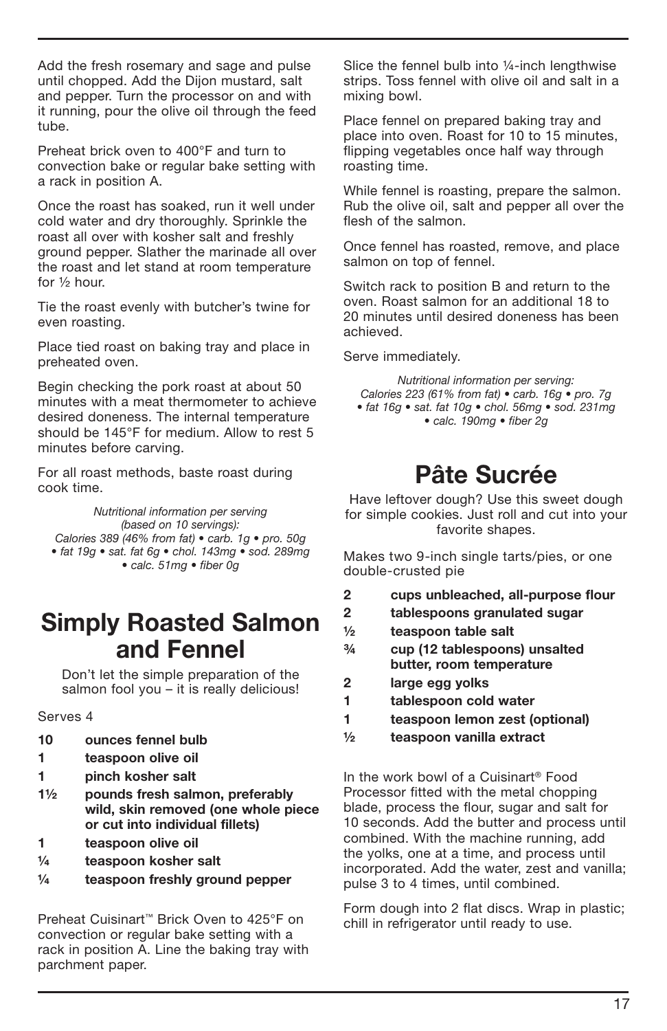Add the fresh rosemary and sage and pulse until chopped. Add the Dijon mustard, salt and pepper. Turn the processor on and with it running, pour the olive oil through the feed tube.

Preheat brick oven to 400°F and turn to convection bake or regular bake setting with a rack in position A.

Once the roast has soaked, run it well under cold water and dry thoroughly. Sprinkle the roast all over with kosher salt and freshly ground pepper. Slather the marinade all over the roast and let stand at room temperature for ½ hour.

Tie the roast evenly with butcher's twine for even roasting.

Place tied roast on baking tray and place in preheated oven.

Begin checking the pork roast at about 50 minutes with a meat thermometer to achieve desired doneness. The internal temperature should be 145°F for medium. Allow to rest 5 minutes before carving.

For all roast methods, baste roast during cook time.

*Nutritional information per serving (based on 10 servings): Calories 389 (46% from fat) • carb. 1g • pro. 50g • fat 19g • sat. fat 6g • chol. 143mg • sod. 289mg • calc. 51mg • fiber 0g*

# Simply Roasted Salmon and Fennel

Don't let the simple preparation of the salmon fool you – it is really delicious!

Serves 4

- **10 ounces fennel bulb**
- **1 teaspoon olive oil**
- **1 pinch kosher salt**
- **1½ pounds fresh salmon, preferably wild, skin removed (one whole piece or cut into individual fillets)**
- **1 teaspoon olive oil**
- **¼ teaspoon kosher salt**
- **¼ teaspoon freshly ground pepper**

Preheat Cuisinart™ Brick Oven to 425°F on convection or regular bake setting with a rack in position A. Line the baking tray with parchment paper.

Slice the fennel bulb into ¼-inch lengthwise strips. Toss fennel with olive oil and salt in a mixing bowl.

Place fennel on prepared baking tray and place into oven. Roast for 10 to 15 minutes, flipping vegetables once half way through roasting time.

While fennel is roasting, prepare the salmon. Rub the olive oil, salt and pepper all over the flesh of the salmon.

Once fennel has roasted, remove, and place salmon on top of fennel.

Switch rack to position B and return to the oven. Roast salmon for an additional 18 to 20 minutes until desired doneness has been achieved.

Serve immediately.

*Nutritional information per serving: Calories 223 (61% from fat) • carb. 16g • pro. 7g • fat 16g • sat. fat 10g • chol. 56mg • sod. 231mg • calc. 190mg • fiber 2g*

# Pâte Sucrée

Have leftover dough? Use this sweet dough for simple cookies. Just roll and cut into your favorite shapes.

Makes two 9-inch single tarts/pies, or one double-crusted pie

- **2 cups unbleached, all-purpose flour**
- **2 tablespoons granulated sugar**
- **½ teaspoon table salt**
- **¾ cup (12 tablespoons) unsalted butter, room temperature**
- **2 large egg yolks**
- **1 tablespoon cold water**
- **1 teaspoon lemon zest (optional)**
- **½ teaspoon vanilla extract**

In the work bowl of a Cuisinart® Food Processor fitted with the metal chopping blade, process the flour, sugar and salt for 10 seconds. Add the butter and process until combined. With the machine running, add the yolks, one at a time, and process until incorporated. Add the water, zest and vanilla; pulse 3 to 4 times, until combined.

Form dough into 2 flat discs. Wrap in plastic; chill in refrigerator until ready to use.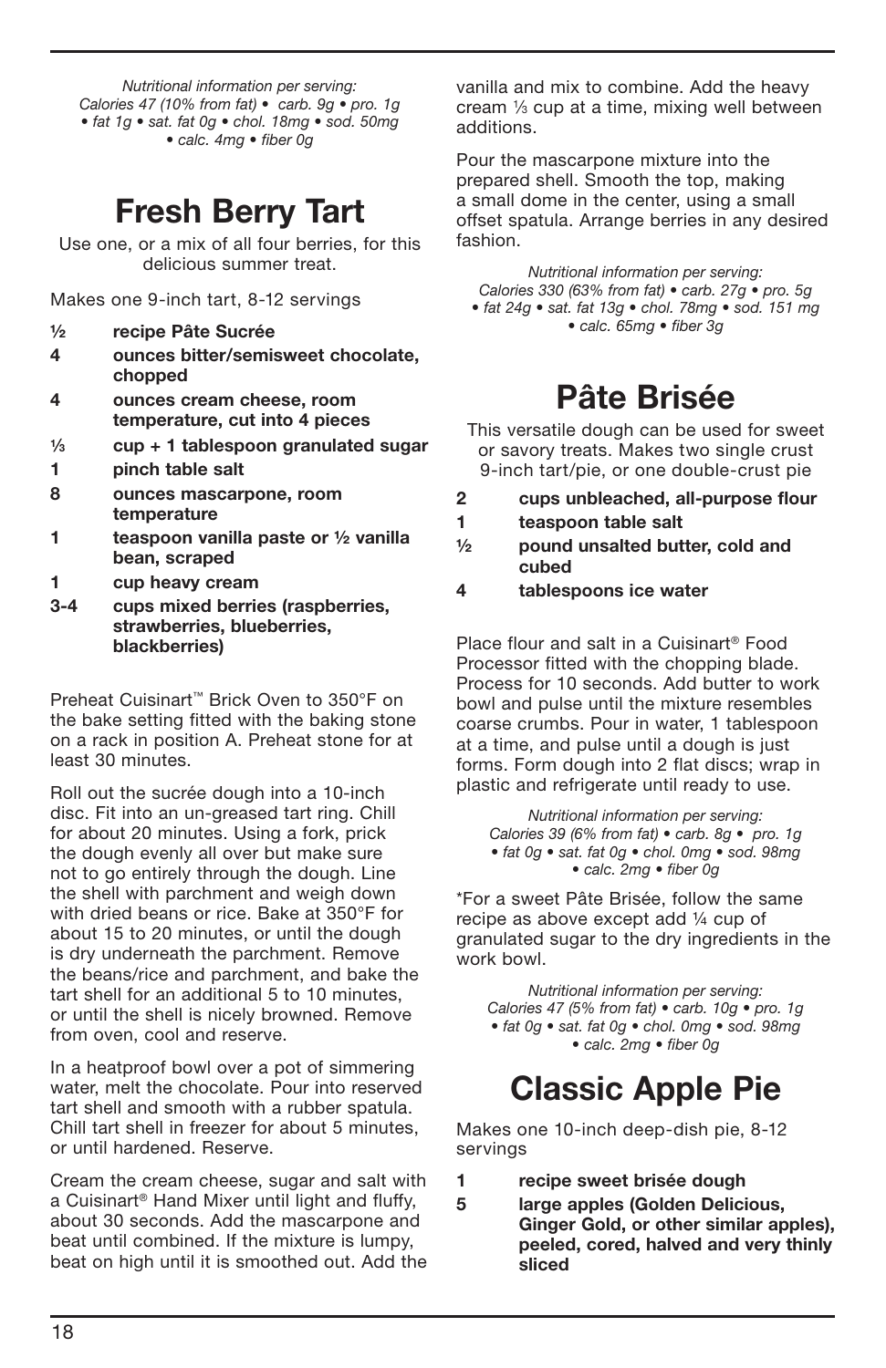*Nutritional information per serving:*
*Calories 47 (10% from fat) • carb. 9g • pro. 1g • fat 1g • sat. fat 0g • chol. 18mg • sod. 50mg • calc. 4mg • fiber 0g*

# Fresh Berry Tart

Use one, or a mix of all four berries, for this delicious summer treat.

Makes one 9-inch tart, 8-12 servings

- **½ recipe Pâte Sucrée**
- **4 ounces bitter/semisweet chocolate, chopped**
- **4 ounces cream cheese, room temperature, cut into 4 pieces**
- **⅓ cup + 1 tablespoon granulated sugar**
- **1 pinch table salt**
- **8 ounces mascarpone, room temperature**
- **1 teaspoon vanilla paste or ½ vanilla bean, scraped**
- **1 cup heavy cream**
- **3-4 cups mixed berries (raspberries, strawberries, blueberries, blackberries)**

Preheat Cuisinart™ Brick Oven to 350°F on the bake setting fitted with the baking stone on a rack in position A. Preheat stone for at least 30 minutes.

Roll out the sucrée dough into a 10-inch disc. Fit into an un-greased tart ring. Chill for about 20 minutes. Using a fork, prick the dough evenly all over but make sure not to go entirely through the dough. Line the shell with parchment and weigh down with dried beans or rice. Bake at 350°F for about 15 to 20 minutes, or until the dough is dry underneath the parchment. Remove the beans/rice and parchment, and bake the tart shell for an additional 5 to 10 minutes, or until the shell is nicely browned. Remove from oven, cool and reserve.

In a heatproof bowl over a pot of simmering water, melt the chocolate. Pour into reserved tart shell and smooth with a rubber spatula. Chill tart shell in freezer for about 5 minutes, or until hardened. Reserve.

Cream the cream cheese, sugar and salt with a Cuisinart® Hand Mixer until light and fluffy, about 30 seconds. Add the mascarpone and beat until combined. If the mixture is lumpy, beat on high until it is smoothed out. Add the vanilla and mix to combine. Add the heavy cream ⅓ cup at a time, mixing well between additions.

Pour the mascarpone mixture into the prepared shell. Smooth the top, making a small dome in the center, using a small offset spatula. Arrange berries in any desired fashion.

*Nutritional information per serving:*
*Calories 330 (63% from fat) • carb. 27g • pro. 5g • fat 24g • sat. fat 13g • chol. 78mg • sod. 151 mg • calc. 65mg • fiber 3g*

# Pâte Brisée

This versatile dough can be used for sweet or savory treats. Makes two single crust 9-inch tart/pie, or one double-crust pie

- **2 cups unbleached, all-purpose flour**
- **1 teaspoon table salt**
- **½ pound unsalted butter, cold and cubed**
- **4 tablespoons ice water**

Place flour and salt in a Cuisinart® Food Processor fitted with the chopping blade. Process for 10 seconds. Add butter to work bowl and pulse until the mixture resembles coarse crumbs. Pour in water, 1 tablespoon at a time, and pulse until a dough is just forms. Form dough into 2 flat discs; wrap in plastic and refrigerate until ready to use.

*Nutritional information per serving:*
*Calories 39 (6% from fat) • carb. 8g • pro. 1g • fat 0g • sat. fat 0g • chol. 0mg • sod. 98mg • calc. 2mg • fiber 0g*

*For a sweet Pâte Brisée, follow the same recipe as above except add ¼ cup of granulated sugar to the dry ingredients in the work bowl.

*Nutritional information per serving:*
*Calories 47 (5% from fat) • carb. 10g • pro. 1g • fat 0g • sat. fat 0g • chol. 0mg • sod. 98mg • calc. 2mg • fiber 0g*

# Classic Apple Pie

Makes one 10-inch deep-dish pie, 8-12 servings

- **1 recipe sweet brisée dough**
- **5 large apples (Golden Delicious, Ginger Gold, or other similar apples), peeled, cored, halved and very thinly sliced**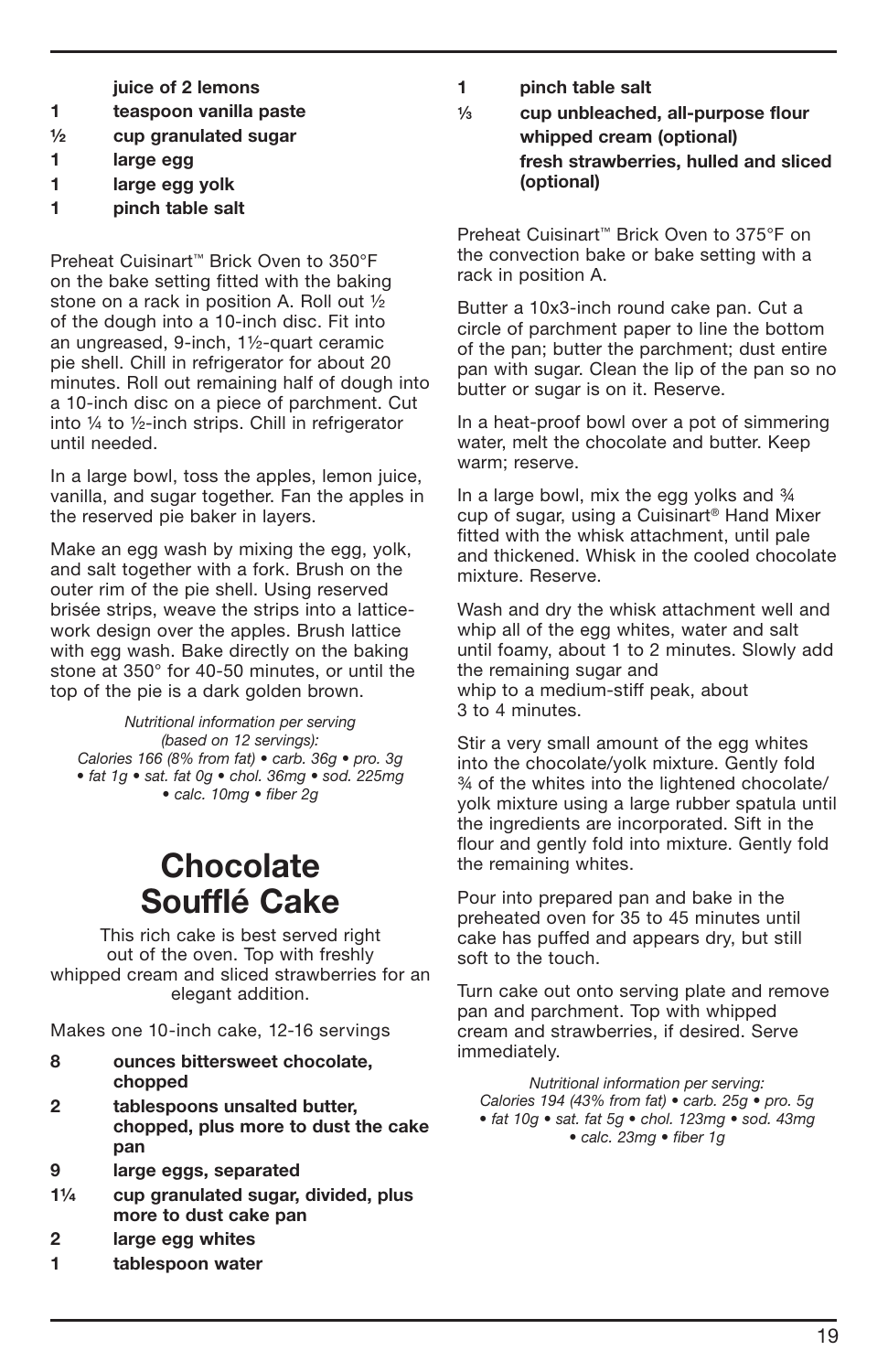**juice of 2 lemons**
**1 teaspoon vanilla paste**
**½ cup granulated sugar**
**1 large egg**
**1 large egg yolk**
**1 pinch table salt**

Preheat Cuisinart™ Brick Oven to 350°F on the bake setting fitted with the baking stone on a rack in position A. Roll out ½ of the dough into a 10-inch disc. Fit into an ungreased, 9-inch, 1½-quart ceramic pie shell. Chill in refrigerator for about 20 minutes. Roll out remaining half of dough into a 10-inch disc on a piece of parchment. Cut into ¼ to ½-inch strips. Chill in refrigerator until needed.

In a large bowl, toss the apples, lemon juice, vanilla, and sugar together. Fan the apples in the reserved pie baker in layers.

Make an egg wash by mixing the egg, yolk, and salt together with a fork. Brush on the outer rim of the pie shell. Using reserved brisée strips, weave the strips into a lattice-work design over the apples. Brush lattice with egg wash. Bake directly on the baking stone at 350° for 40-50 minutes, or until the top of the pie is a dark golden brown.

*Nutritional information per serving (based on 12 servings): Calories 166 (8% from fat) • carb. 36g • pro. 3g • fat 1g • sat. fat 0g • chol. 36mg • sod. 225mg • calc. 10mg • fiber 2g*

# Chocolate Soufflé Cake

This rich cake is best served right out of the oven. Top with freshly whipped cream and sliced strawberries for an elegant addition.

Makes one 10-inch cake, 12-16 servings

**8 ounces bittersweet chocolate, chopped**
**2 tablespoons unsalted butter, chopped, plus more to dust the cake pan**
**9 large eggs, separated**
**1¼ cup granulated sugar, divided, plus more to dust cake pan**
**2 large egg whites**
**1 tablespoon water**
**1 pinch table salt**
**⅓ cup unbleached, all-purpose flour**
**whipped cream (optional)**
**fresh strawberries, hulled and sliced (optional)**

Preheat Cuisinart™ Brick Oven to 375°F on the convection bake or bake setting with a rack in position A.

Butter a 10x3-inch round cake pan. Cut a circle of parchment paper to line the bottom of the pan; butter the parchment; dust entire pan with sugar. Clean the lip of the pan so no butter or sugar is on it. Reserve.

In a heat-proof bowl over a pot of simmering water, melt the chocolate and butter. Keep warm; reserve.

In a large bowl, mix the egg yolks and ¾ cup of sugar, using a Cuisinart® Hand Mixer fitted with the whisk attachment, until pale and thickened. Whisk in the cooled chocolate mixture. Reserve.

Wash and dry the whisk attachment well and whip all of the egg whites, water and salt until foamy, about 1 to 2 minutes. Slowly add the remaining sugar and whip to a medium-stiff peak, about 3 to 4 minutes.

Stir a very small amount of the egg whites into the chocolate/yolk mixture. Gently fold ¾ of the whites into the lightened chocolate/yolk mixture using a large rubber spatula until the ingredients are incorporated. Sift in the flour and gently fold into mixture. Gently fold the remaining whites.

Pour into prepared pan and bake in the preheated oven for 35 to 45 minutes until cake has puffed and appears dry, but still soft to the touch.

Turn cake out onto serving plate and remove pan and parchment. Top with whipped cream and strawberries, if desired. Serve immediately.

*Nutritional information per serving: Calories 194 (43% from fat) • carb. 25g • pro. 5g • fat 10g • sat. fat 5g • chol. 123mg • sod. 43mg • calc. 23mg • fiber 1g*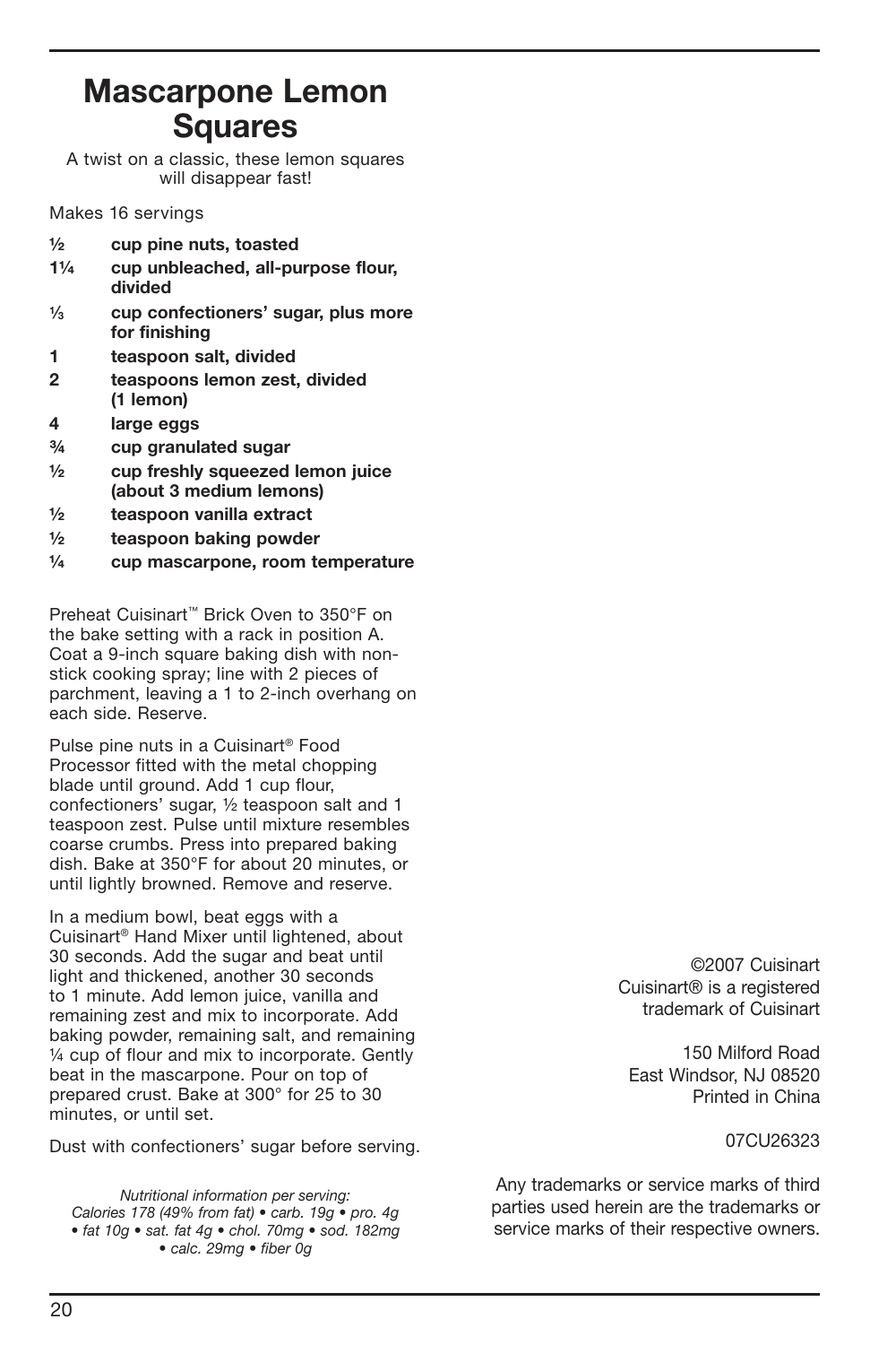# Mascarpone Lemon Squares

A twist on a classic, these lemon squares will disappear fast!

Makes 16 servings

| | |
|---|---|
| **½** | **cup pine nuts, toasted** |
| **1¼** | **cup unbleached, all-purpose flour, divided** |
| **⅓** | **cup confectioners' sugar, plus more for finishing** |
| **1** | **teaspoon salt, divided** |
| **2** | **teaspoons lemon zest, divided (1 lemon)** |
| **4** | **large eggs** |
| **¾** | **cup granulated sugar** |
| **½** | **cup freshly squeezed lemon juice (about 3 medium lemons)** |
| **½** | **teaspoon vanilla extract** |
| **½** | **teaspoon baking powder** |
| **¼** | **cup mascarpone, room temperature** |

Preheat Cuisinart™ Brick Oven to 350°F on the bake setting with a rack in position A. Coat a 9-inch square baking dish with non-stick cooking spray; line with 2 pieces of parchment, leaving a 1 to 2-inch overhang on each side. Reserve.

Pulse pine nuts in a Cuisinart® Food Processor fitted with the metal chopping blade until ground. Add 1 cup flour, confectioners' sugar, ½ teaspoon salt and 1 teaspoon zest. Pulse until mixture resembles coarse crumbs. Press into prepared baking dish. Bake at 350°F for about 20 minutes, or until lightly browned. Remove and reserve.

In a medium bowl, beat eggs with a Cuisinart® Hand Mixer until lightened, about 30 seconds. Add the sugar and beat until light and thickened, another 30 seconds to 1 minute. Add lemon juice, vanilla and remaining zest and mix to incorporate. Add baking powder, remaining salt, and remaining ¼ cup of flour and mix to incorporate. Gently beat in the mascarpone. Pour on top of prepared crust. Bake at 300° for 25 to 30 minutes, or until set.

Dust with confectioners' sugar before serving.

*Nutritional information per serving:*
*Calories 178 (49% from fat) • carb. 19g • pro. 4g • fat 10g • sat. fat 4g • chol. 70mg • sod. 182mg • calc. 29mg • fiber 0g*

©2007 Cuisinart
Cuisinart® is a registered trademark of Cuisinart

150 Milford Road
East Windsor, NJ 08520
Printed in China

07CU26323

Any trademarks or service marks of third parties used herein are the trademarks or service marks of their respective owners.